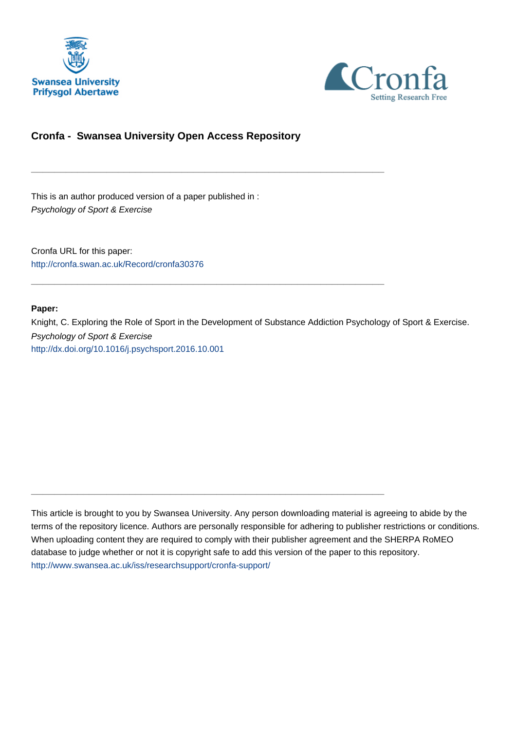Swansea University
Prifysgol Abertawe

Cronfa
Setting Research Free

## Cronfa - Swansea University Open Access Repository

---

This is an author produced version of a paper published in :
*Psychology of Sport & Exercise*

Cronfa URL for this paper:
http://cronfa.swan.ac.uk/Record/cronfa30376

---

**Paper:**

Knight, C. Exploring the Role of Sport in the Development of Substance Addiction Psychology of Sport & Exercise.
*Psychology of Sport & Exercise*
http://dx.doi.org/10.1016/j.psychsport.2016.10.001

---

This article is brought to you by Swansea University. Any person downloading material is agreeing to abide by the terms of the repository licence. Authors are personally responsible for adhering to publisher restrictions or conditions. When uploading content they are required to comply with their publisher agreement and the SHERPA RoMEO database to judge whether or not it is copyright safe to add this version of the paper to this repository.
http://www.swansea.ac.uk/iss/researchsupport/cronfa-support/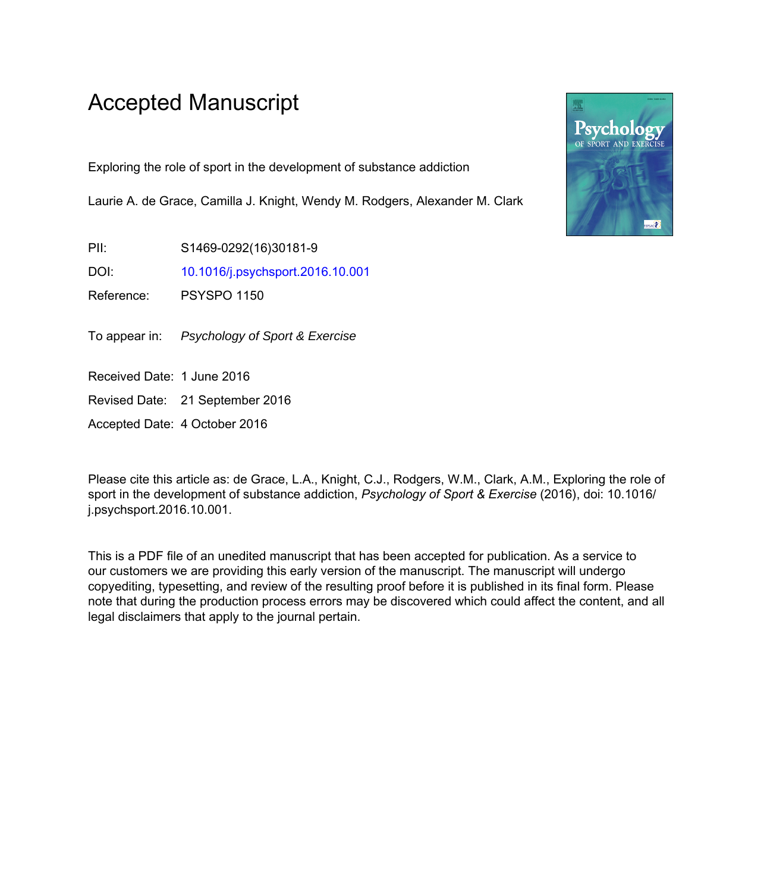# Accepted Manuscript

Exploring the role of sport in the development of substance addiction

Laurie A. de Grace, Camilla J. Knight, Wendy M. Rodgers, Alexander M. Clark

PII: S1469-0292(16)30181-9

DOI: 10.1016/j.psychsport.2016.10.001

Reference: PSYSPO 1150

To appear in: *Psychology of Sport & Exercise*

Received Date: 1 June 2016

Revised Date: 21 September 2016

Accepted Date: 4 October 2016

Please cite this article as: de Grace, L.A., Knight, C.J., Rodgers, W.M., Clark, A.M., Exploring the role of sport in the development of substance addiction, *Psychology of Sport & Exercise* (2016), doi: 10.1016/j.psychsport.2016.10.001.

This is a PDF file of an unedited manuscript that has been accepted for publication. As a service to our customers we are providing this early version of the manuscript. The manuscript will undergo copyediting, typesetting, and review of the resulting proof before it is published in its final form. Please note that during the production process errors may be discovered which could affect the content, and all legal disclaimers that apply to the journal pertain.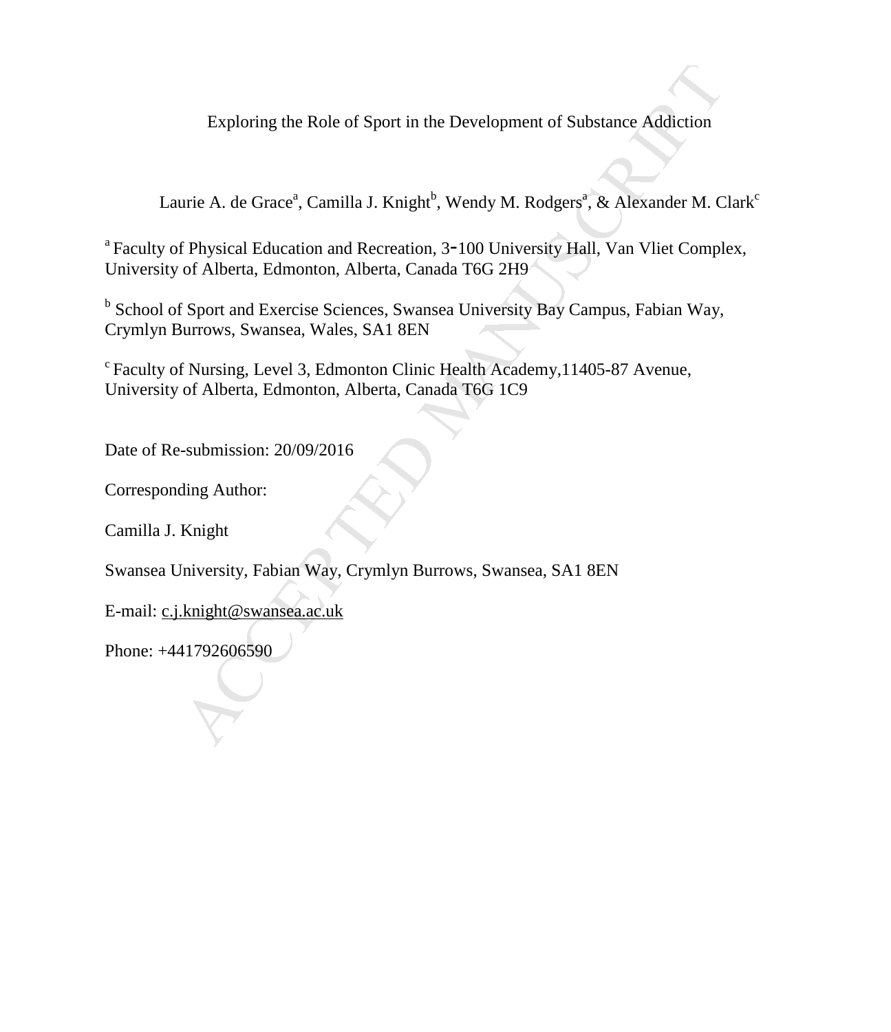# Exploring the Role of Sport in the Development of Substance Addiction

Laurie A. de Grace[a], Camilla J. Knight[b], Wendy M. Rodgers[a], & Alexander M. Clark[c]

[a] Faculty of Physical Education and Recreation, 3-100 University Hall, Van Vliet Complex, University of Alberta, Edmonton, Alberta, Canada T6G 2H9

[b] School of Sport and Exercise Sciences, Swansea University Bay Campus, Fabian Way, Crymlyn Burrows, Swansea, Wales, SA1 8EN

[c] Faculty of Nursing, Level 3, Edmonton Clinic Health Academy,11405-87 Avenue, University of Alberta, Edmonton, Alberta, Canada T6G 1C9

Date of Re-submission: 20/09/2016

Corresponding Author:

Camilla J. Knight

Swansea University, Fabian Way, Crymlyn Burrows, Swansea, SA1 8EN

E-mail: c.j.knight@swansea.ac.uk

Phone: +441792606590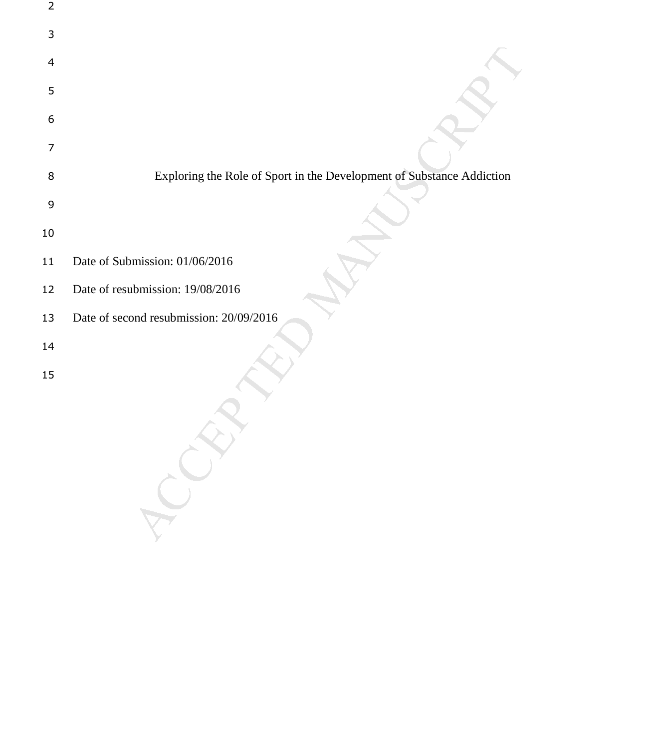Exploring the Role of Sport in the Development of Substance Addiction

Date of Submission: 01/06/2016

Date of resubmission: 19/08/2016

Date of second resubmission: 20/09/2016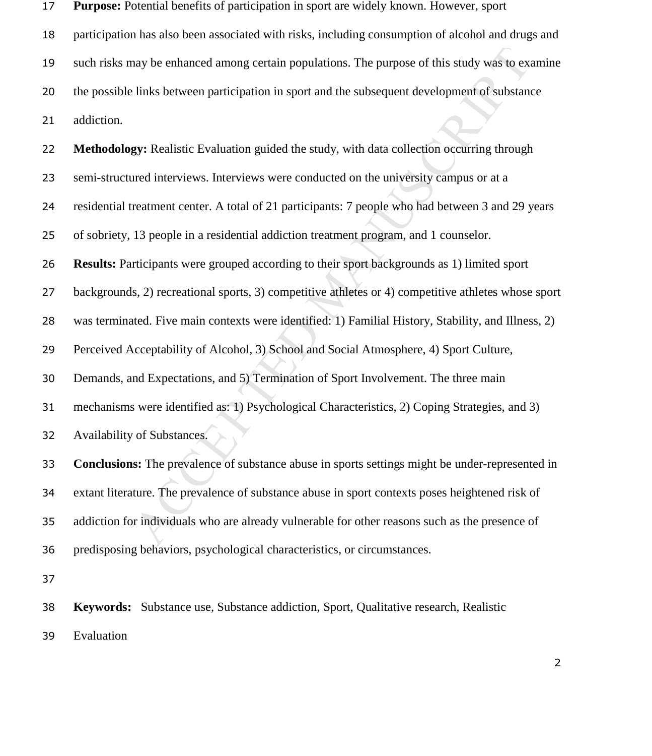**Purpose:** Potential benefits of participation in sport are widely known. However, sport participation has also been associated with risks, including consumption of alcohol and drugs and such risks may be enhanced among certain populations. The purpose of this study was to examine the possible links between participation in sport and the subsequent development of substance addiction.

**Methodology:** Realistic Evaluation guided the study, with data collection occurring through semi-structured interviews. Interviews were conducted on the university campus or at a residential treatment center. A total of 21 participants: 7 people who had between 3 and 29 years of sobriety, 13 people in a residential addiction treatment program, and 1 counselor.

**Results:** Participants were grouped according to their sport backgrounds as 1) limited sport backgrounds, 2) recreational sports, 3) competitive athletes or 4) competitive athletes whose sport was terminated. Five main contexts were identified: 1) Familial History, Stability, and Illness, 2) Perceived Acceptability of Alcohol, 3) School and Social Atmosphere, 4) Sport Culture, Demands, and Expectations, and 5) Termination of Sport Involvement. The three main mechanisms were identified as: 1) Psychological Characteristics, 2) Coping Strategies, and 3) Availability of Substances.

**Conclusions:** The prevalence of substance abuse in sports settings might be under-represented in extant literature. The prevalence of substance abuse in sport contexts poses heightened risk of addiction for individuals who are already vulnerable for other reasons such as the presence of predisposing behaviors, psychological characteristics, or circumstances.

**Keywords:** Substance use, Substance addiction, Sport, Qualitative research, Realistic Evaluation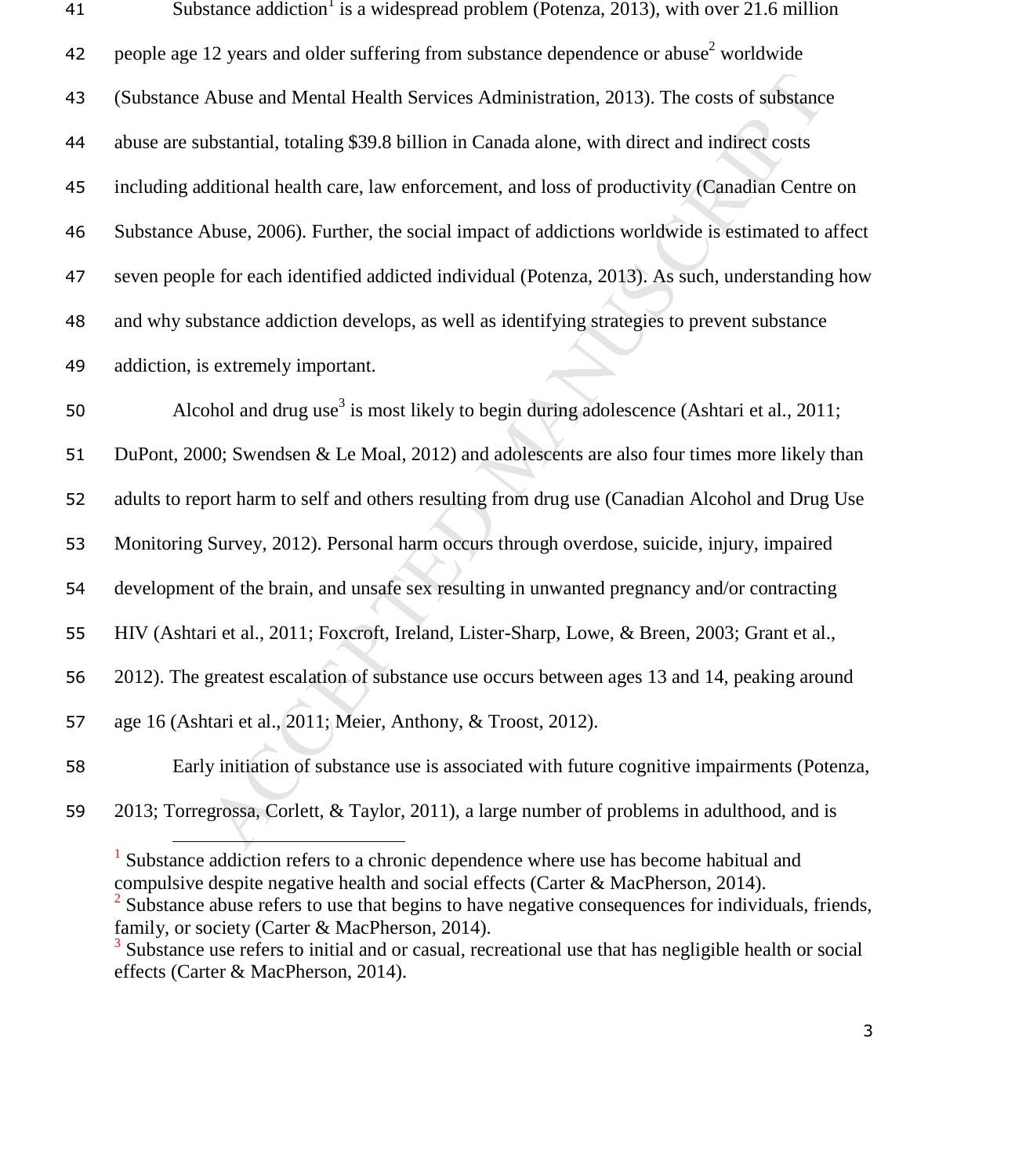Substance addiction[1] is a widespread problem (Potenza, 2013), with over 21.6 million people age 12 years and older suffering from substance dependence or abuse[2] worldwide (Substance Abuse and Mental Health Services Administration, 2013). The costs of substance abuse are substantial, totaling $39.8 billion in Canada alone, with direct and indirect costs including additional health care, law enforcement, and loss of productivity (Canadian Centre on Substance Abuse, 2006). Further, the social impact of addictions worldwide is estimated to affect seven people for each identified addicted individual (Potenza, 2013). As such, understanding how and why substance addiction develops, as well as identifying strategies to prevent substance addiction, is extremely important.

Alcohol and drug use[3] is most likely to begin during adolescence (Ashtari et al., 2011; DuPont, 2000; Swendsen & Le Moal, 2012) and adolescents are also four times more likely than adults to report harm to self and others resulting from drug use (Canadian Alcohol and Drug Use Monitoring Survey, 2012). Personal harm occurs through overdose, suicide, injury, impaired development of the brain, and unsafe sex resulting in unwanted pregnancy and/or contracting HIV (Ashtari et al., 2011; Foxcroft, Ireland, Lister-Sharp, Lowe, & Breen, 2003; Grant et al., 2012). The greatest escalation of substance use occurs between ages 13 and 14, peaking around age 16 (Ashtari et al., 2011; Meier, Anthony, & Troost, 2012).

Early initiation of substance use is associated with future cognitive impairments (Potenza, 2013; Torregrossa, Corlett, & Taylor, 2011), a large number of problems in adulthood, and is

[1] Substance addiction refers to a chronic dependence where use has become habitual and compulsive despite negative health and social effects (Carter & MacPherson, 2014).

[2] Substance abuse refers to use that begins to have negative consequences for individuals, friends, family, or society (Carter & MacPherson, 2014).

[3] Substance use refers to initial and or casual, recreational use that has negligible health or social effects (Carter & MacPherson, 2014).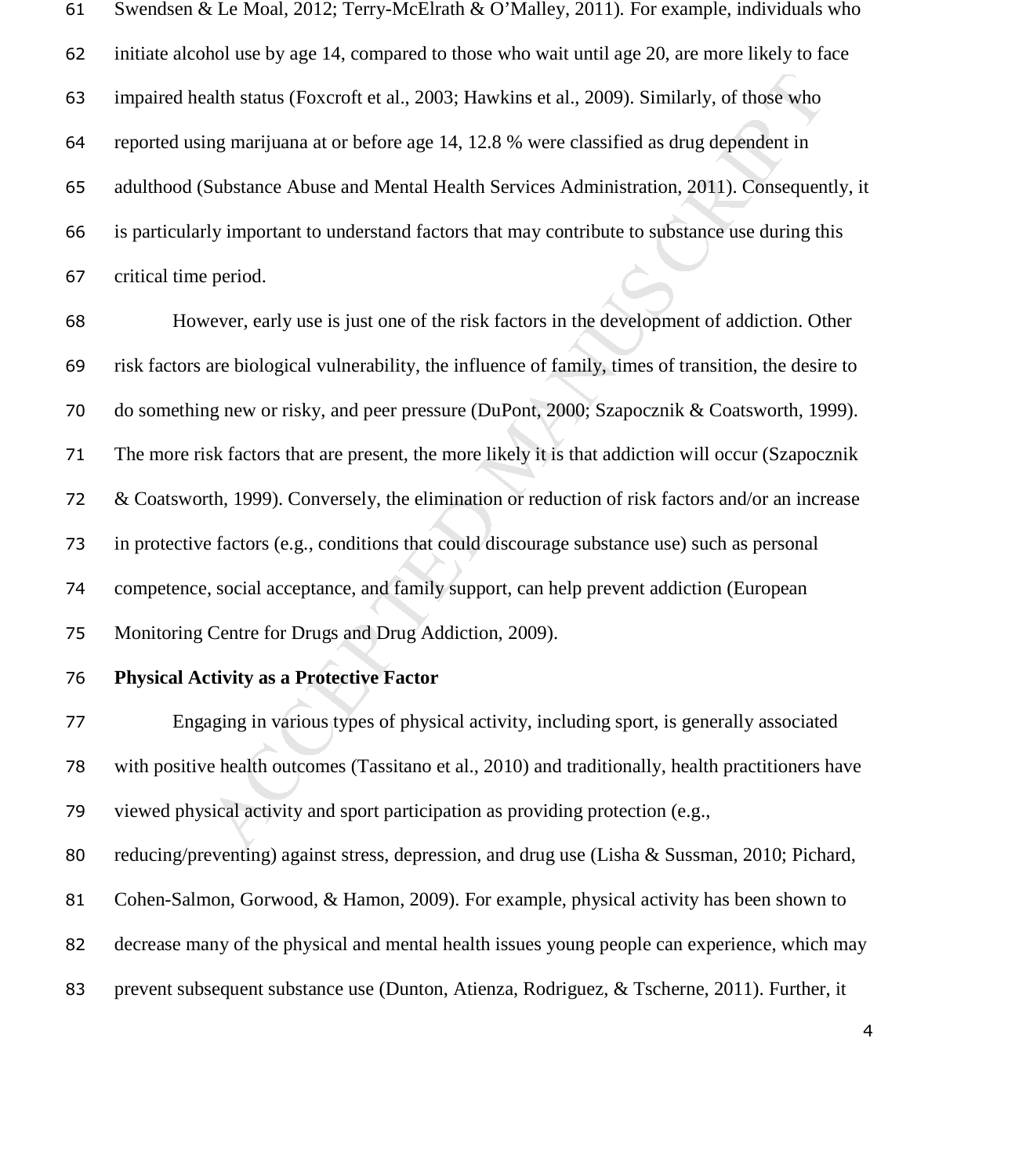Swendsen & Le Moal, 2012; Terry-McElrath & O'Malley, 2011). For example, individuals who initiate alcohol use by age 14, compared to those who wait until age 20, are more likely to face impaired health status (Foxcroft et al., 2003; Hawkins et al., 2009). Similarly, of those who reported using marijuana at or before age 14, 12.8 % were classified as drug dependent in adulthood (Substance Abuse and Mental Health Services Administration, 2011). Consequently, it is particularly important to understand factors that may contribute to substance use during this critical time period.

However, early use is just one of the risk factors in the development of addiction. Other risk factors are biological vulnerability, the influence of family, times of transition, the desire to do something new or risky, and peer pressure (DuPont, 2000; Szapocznik & Coatsworth, 1999). The more risk factors that are present, the more likely it is that addiction will occur (Szapocznik & Coatsworth, 1999). Conversely, the elimination or reduction of risk factors and/or an increase in protective factors (e.g., conditions that could discourage substance use) such as personal competence, social acceptance, and family support, can help prevent addiction (European Monitoring Centre for Drugs and Drug Addiction, 2009).

**Physical Activity as a Protective Factor**

Engaging in various types of physical activity, including sport, is generally associated with positive health outcomes (Tassitano et al., 2010) and traditionally, health practitioners have viewed physical activity and sport participation as providing protection (e.g., reducing/preventing) against stress, depression, and drug use (Lisha & Sussman, 2010; Pichard, Cohen-Salmon, Gorwood, & Hamon, 2009). For example, physical activity has been shown to decrease many of the physical and mental health issues young people can experience, which may prevent subsequent substance use (Dunton, Atienza, Rodriguez, & Tscherne, 2011). Further, it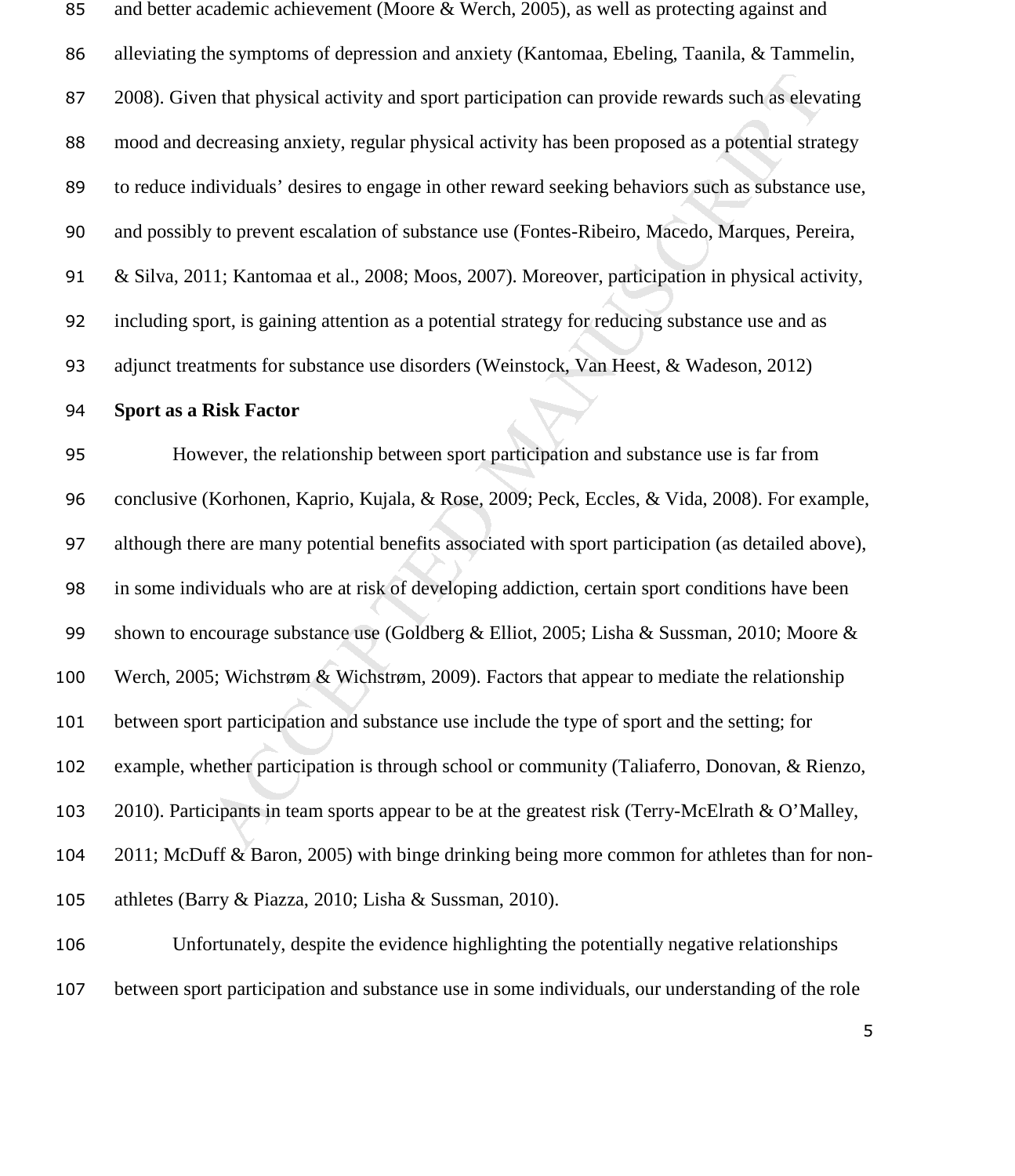and better academic achievement (Moore & Werch, 2005), as well as protecting against and alleviating the symptoms of depression and anxiety (Kantomaa, Ebeling, Taanila, & Tammelin, 2008). Given that physical activity and sport participation can provide rewards such as elevating mood and decreasing anxiety, regular physical activity has been proposed as a potential strategy to reduce individuals' desires to engage in other reward seeking behaviors such as substance use, and possibly to prevent escalation of substance use (Fontes-Ribeiro, Macedo, Marques, Pereira, & Silva, 2011; Kantomaa et al., 2008; Moos, 2007). Moreover, participation in physical activity, including sport, is gaining attention as a potential strategy for reducing substance use and as adjunct treatments for substance use disorders (Weinstock, Van Heest, & Wadeson, 2012)

**Sport as a Risk Factor**

However, the relationship between sport participation and substance use is far from conclusive (Korhonen, Kaprio, Kujala, & Rose, 2009; Peck, Eccles, & Vida, 2008). For example, although there are many potential benefits associated with sport participation (as detailed above), in some individuals who are at risk of developing addiction, certain sport conditions have been shown to encourage substance use (Goldberg & Elliot, 2005; Lisha & Sussman, 2010; Moore & Werch, 2005; Wichstrøm & Wichstrøm, 2009). Factors that appear to mediate the relationship between sport participation and substance use include the type of sport and the setting; for example, whether participation is through school or community (Taliaferro, Donovan, & Rienzo, 2010). Participants in team sports appear to be at the greatest risk (Terry-McElrath & O'Malley, 2011; McDuff & Baron, 2005) with binge drinking being more common for athletes than for non-athletes (Barry & Piazza, 2010; Lisha & Sussman, 2010).

Unfortunately, despite the evidence highlighting the potentially negative relationships between sport participation and substance use in some individuals, our understanding of the role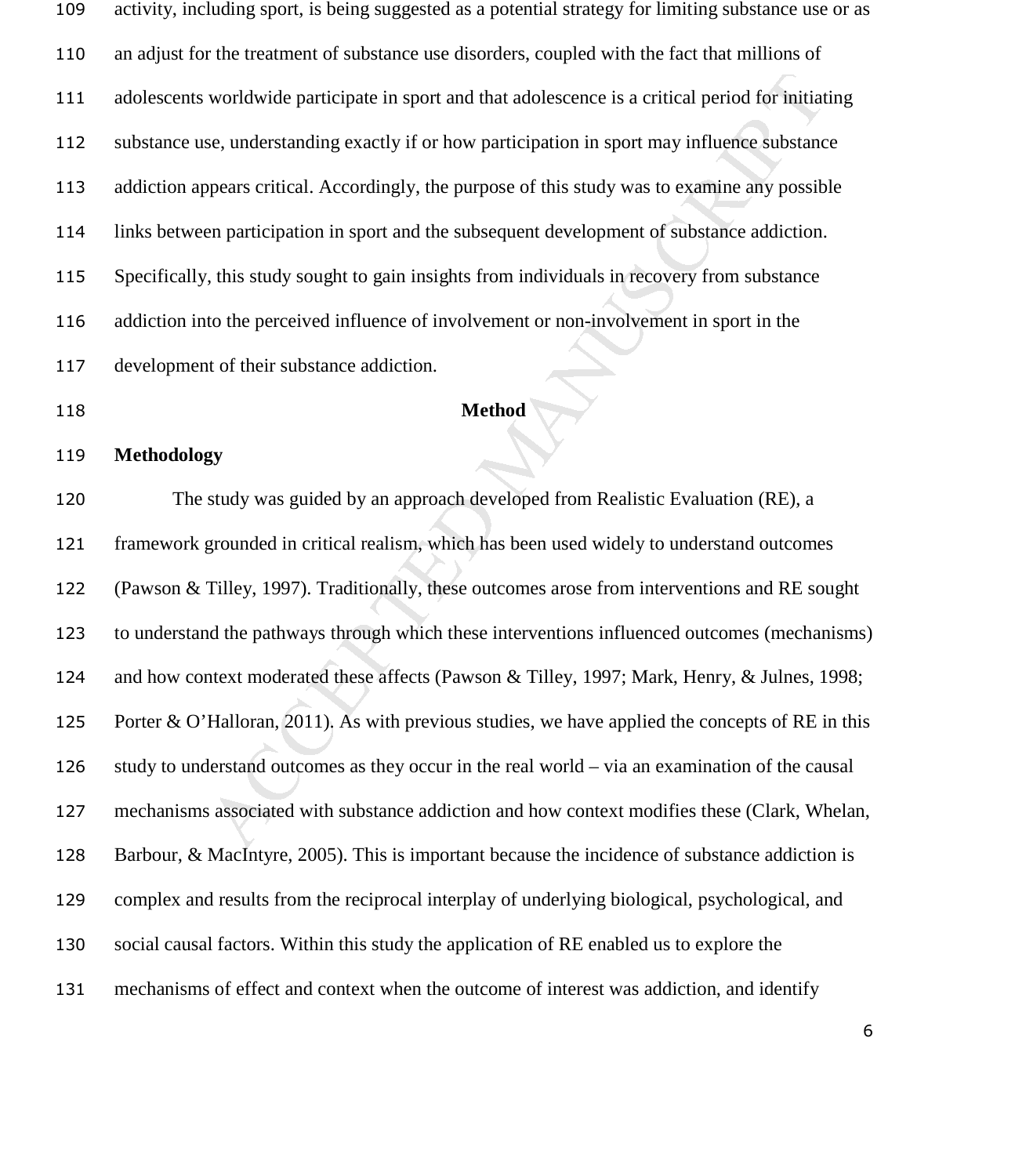activity, including sport, is being suggested as a potential strategy for limiting substance use or as an adjust for the treatment of substance use disorders, coupled with the fact that millions of adolescents worldwide participate in sport and that adolescence is a critical period for initiating substance use, understanding exactly if or how participation in sport may influence substance addiction appears critical. Accordingly, the purpose of this study was to examine any possible links between participation in sport and the subsequent development of substance addiction. Specifically, this study sought to gain insights from individuals in recovery from substance addiction into the perceived influence of involvement or non-involvement in sport in the development of their substance addiction.

# Method

## Methodology

The study was guided by an approach developed from Realistic Evaluation (RE), a framework grounded in critical realism, which has been used widely to understand outcomes (Pawson & Tilley, 1997). Traditionally, these outcomes arose from interventions and RE sought to understand the pathways through which these interventions influenced outcomes (mechanisms) and how context moderated these affects (Pawson & Tilley, 1997; Mark, Henry, & Julnes, 1998; Porter & O'Halloran, 2011). As with previous studies, we have applied the concepts of RE in this study to understand outcomes as they occur in the real world – via an examination of the causal mechanisms associated with substance addiction and how context modifies these (Clark, Whelan, Barbour, & MacIntyre, 2005). This is important because the incidence of substance addiction is complex and results from the reciprocal interplay of underlying biological, psychological, and social causal factors. Within this study the application of RE enabled us to explore the mechanisms of effect and context when the outcome of interest was addiction, and identify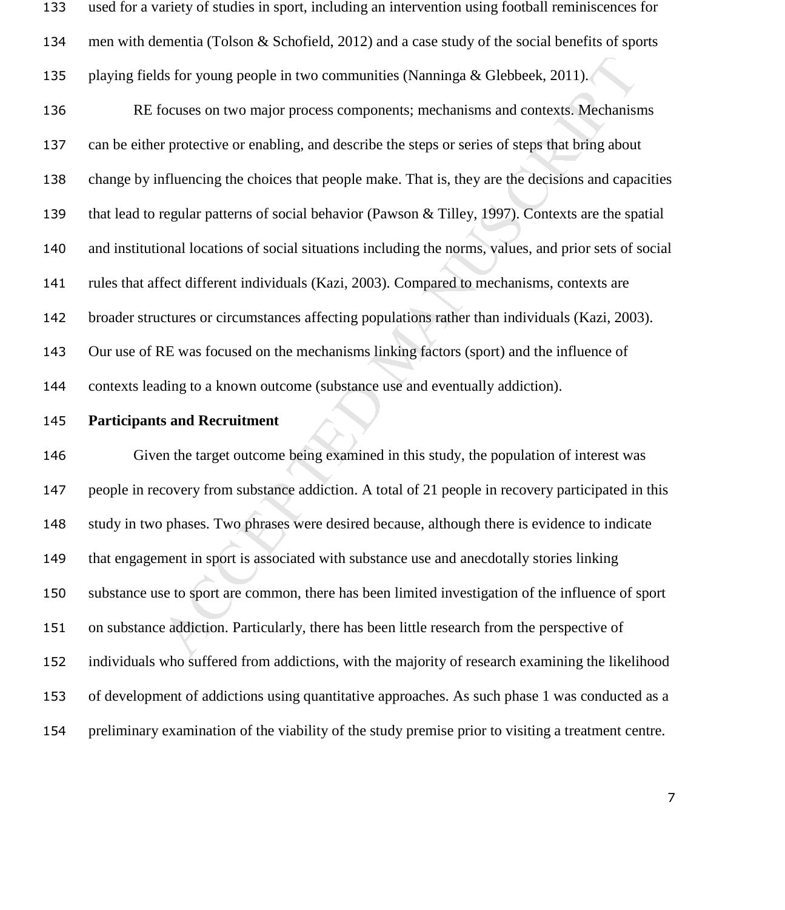used for a variety of studies in sport, including an intervention using football reminiscences for men with dementia (Tolson & Schofield, 2012) and a case study of the social benefits of sports playing fields for young people in two communities (Nanninga & Glebbeek, 2011).

RE focuses on two major process components; mechanisms and contexts. Mechanisms can be either protective or enabling, and describe the steps or series of steps that bring about change by influencing the choices that people make. That is, they are the decisions and capacities that lead to regular patterns of social behavior (Pawson & Tilley, 1997). Contexts are the spatial and institutional locations of social situations including the norms, values, and prior sets of social rules that affect different individuals (Kazi, 2003). Compared to mechanisms, contexts are broader structures or circumstances affecting populations rather than individuals (Kazi, 2003). Our use of RE was focused on the mechanisms linking factors (sport) and the influence of contexts leading to a known outcome (substance use and eventually addiction).

**Participants and Recruitment**

Given the target outcome being examined in this study, the population of interest was people in recovery from substance addiction. A total of 21 people in recovery participated in this study in two phases. Two phrases were desired because, although there is evidence to indicate that engagement in sport is associated with substance use and anecdotally stories linking substance use to sport are common, there has been limited investigation of the influence of sport on substance addiction. Particularly, there has been little research from the perspective of individuals who suffered from addictions, with the majority of research examining the likelihood of development of addictions using quantitative approaches. As such phase 1 was conducted as a preliminary examination of the viability of the study premise prior to visiting a treatment centre.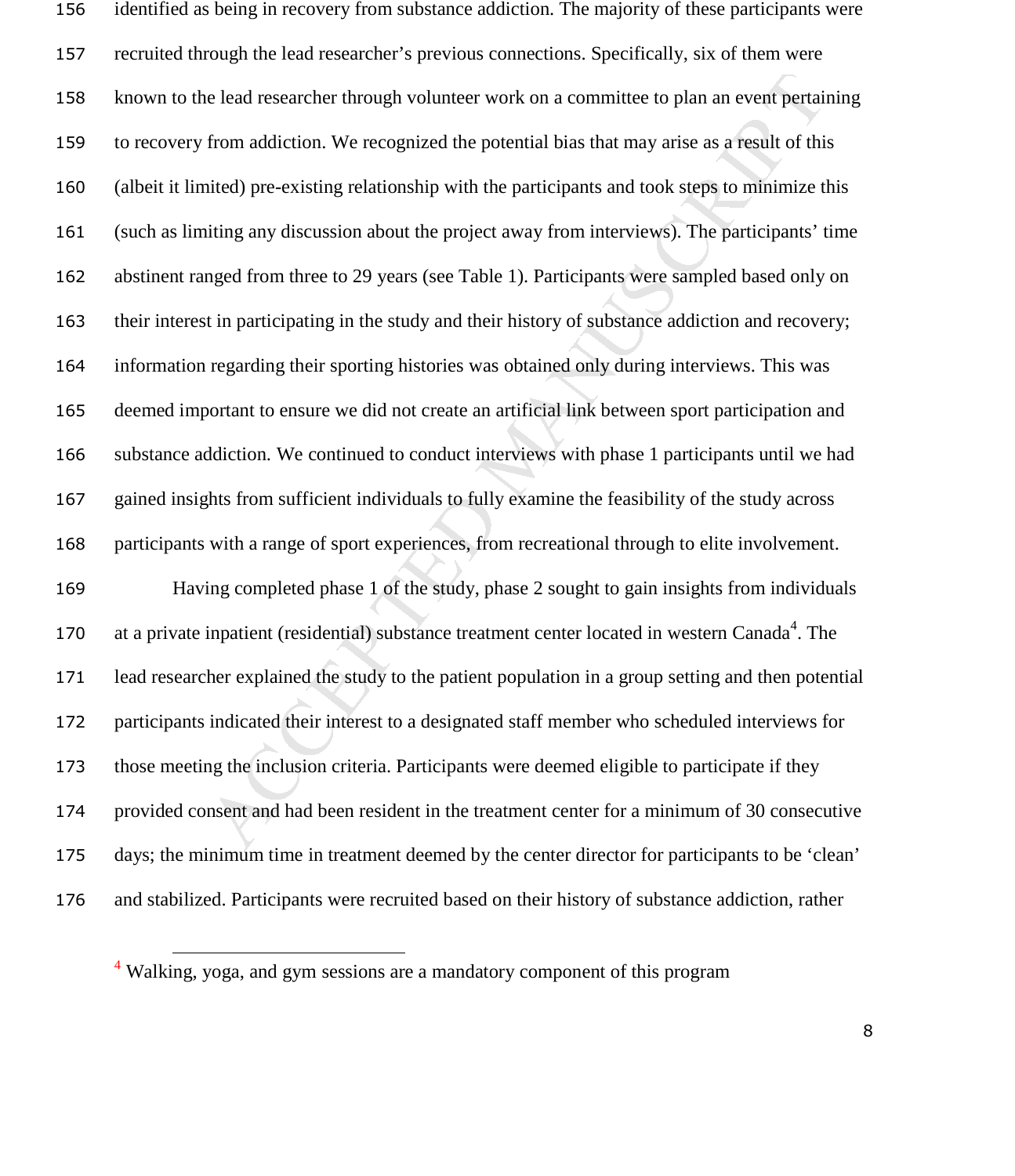identified as being in recovery from substance addiction. The majority of these participants were recruited through the lead researcher's previous connections. Specifically, six of them were known to the lead researcher through volunteer work on a committee to plan an event pertaining to recovery from addiction. We recognized the potential bias that may arise as a result of this (albeit it limited) pre-existing relationship with the participants and took steps to minimize this (such as limiting any discussion about the project away from interviews). The participants' time abstinent ranged from three to 29 years (see Table 1). Participants were sampled based only on their interest in participating in the study and their history of substance addiction and recovery; information regarding their sporting histories was obtained only during interviews. This was deemed important to ensure we did not create an artificial link between sport participation and substance addiction. We continued to conduct interviews with phase 1 participants until we had gained insights from sufficient individuals to fully examine the feasibility of the study across participants with a range of sport experiences, from recreational through to elite involvement.

Having completed phase 1 of the study, phase 2 sought to gain insights from individuals at a private inpatient (residential) substance treatment center located in western Canada[4]. The lead researcher explained the study to the patient population in a group setting and then potential participants indicated their interest to a designated staff member who scheduled interviews for those meeting the inclusion criteria. Participants were deemed eligible to participate if they provided consent and had been resident in the treatment center for a minimum of 30 consecutive days; the minimum time in treatment deemed by the center director for participants to be 'clean' and stabilized. Participants were recruited based on their history of substance addiction, rather

[4] Walking, yoga, and gym sessions are a mandatory component of this program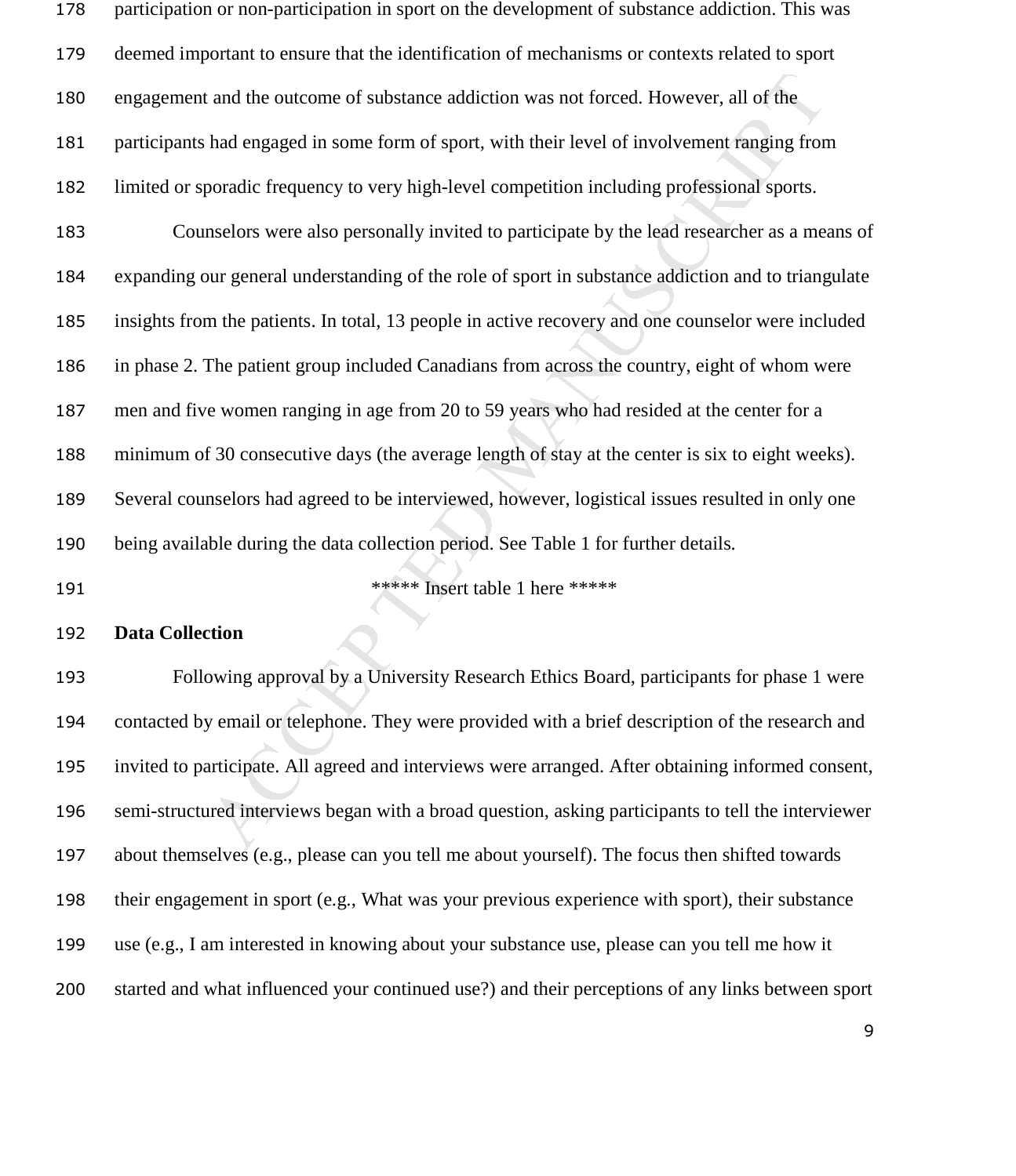participation or non-participation in sport on the development of substance addiction. This was deemed important to ensure that the identification of mechanisms or contexts related to sport engagement and the outcome of substance addiction was not forced. However, all of the participants had engaged in some form of sport, with their level of involvement ranging from limited or sporadic frequency to very high-level competition including professional sports.

Counselors were also personally invited to participate by the lead researcher as a means of expanding our general understanding of the role of sport in substance addiction and to triangulate insights from the patients. In total, 13 people in active recovery and one counselor were included in phase 2. The patient group included Canadians from across the country, eight of whom were men and five women ranging in age from 20 to 59 years who had resided at the center for a minimum of 30 consecutive days (the average length of stay at the center is six to eight weeks). Several counselors had agreed to be interviewed, however, logistical issues resulted in only one being available during the data collection period. See Table 1 for further details.

***** Insert table 1 here *****

**Data Collection**

Following approval by a University Research Ethics Board, participants for phase 1 were contacted by email or telephone. They were provided with a brief description of the research and invited to participate. All agreed and interviews were arranged. After obtaining informed consent, semi-structured interviews began with a broad question, asking participants to tell the interviewer about themselves (e.g., please can you tell me about yourself). The focus then shifted towards their engagement in sport (e.g., What was your previous experience with sport), their substance use (e.g., I am interested in knowing about your substance use, please can you tell me how it started and what influenced your continued use?) and their perceptions of any links between sport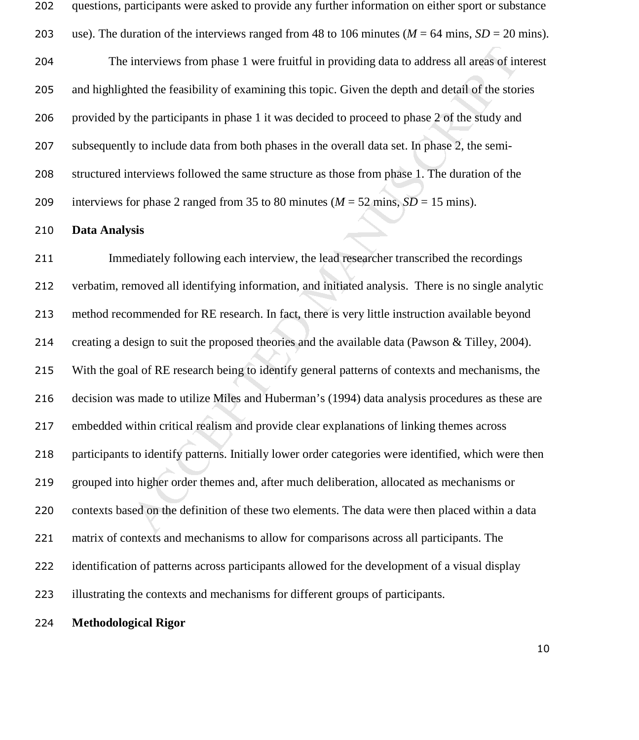questions, participants were asked to provide any further information on either sport or substance use). The duration of the interviews ranged from 48 to 106 minutes (*M* = 64 mins, *SD* = 20 mins).

The interviews from phase 1 were fruitful in providing data to address all areas of interest and highlighted the feasibility of examining this topic. Given the depth and detail of the stories provided by the participants in phase 1 it was decided to proceed to phase 2 of the study and subsequently to include data from both phases in the overall data set. In phase 2, the semi-structured interviews followed the same structure as those from phase 1. The duration of the interviews for phase 2 ranged from 35 to 80 minutes (*M* = 52 mins, *SD* = 15 mins).

**Data Analysis**

Immediately following each interview, the lead researcher transcribed the recordings verbatim, removed all identifying information, and initiated analysis. There is no single analytic method recommended for RE research. In fact, there is very little instruction available beyond creating a design to suit the proposed theories and the available data (Pawson & Tilley, 2004). With the goal of RE research being to identify general patterns of contexts and mechanisms, the decision was made to utilize Miles and Huberman's (1994) data analysis procedures as these are embedded within critical realism and provide clear explanations of linking themes across participants to identify patterns. Initially lower order categories were identified, which were then grouped into higher order themes and, after much deliberation, allocated as mechanisms or contexts based on the definition of these two elements. The data were then placed within a data matrix of contexts and mechanisms to allow for comparisons across all participants. The identification of patterns across participants allowed for the development of a visual display illustrating the contexts and mechanisms for different groups of participants.

**Methodological Rigor**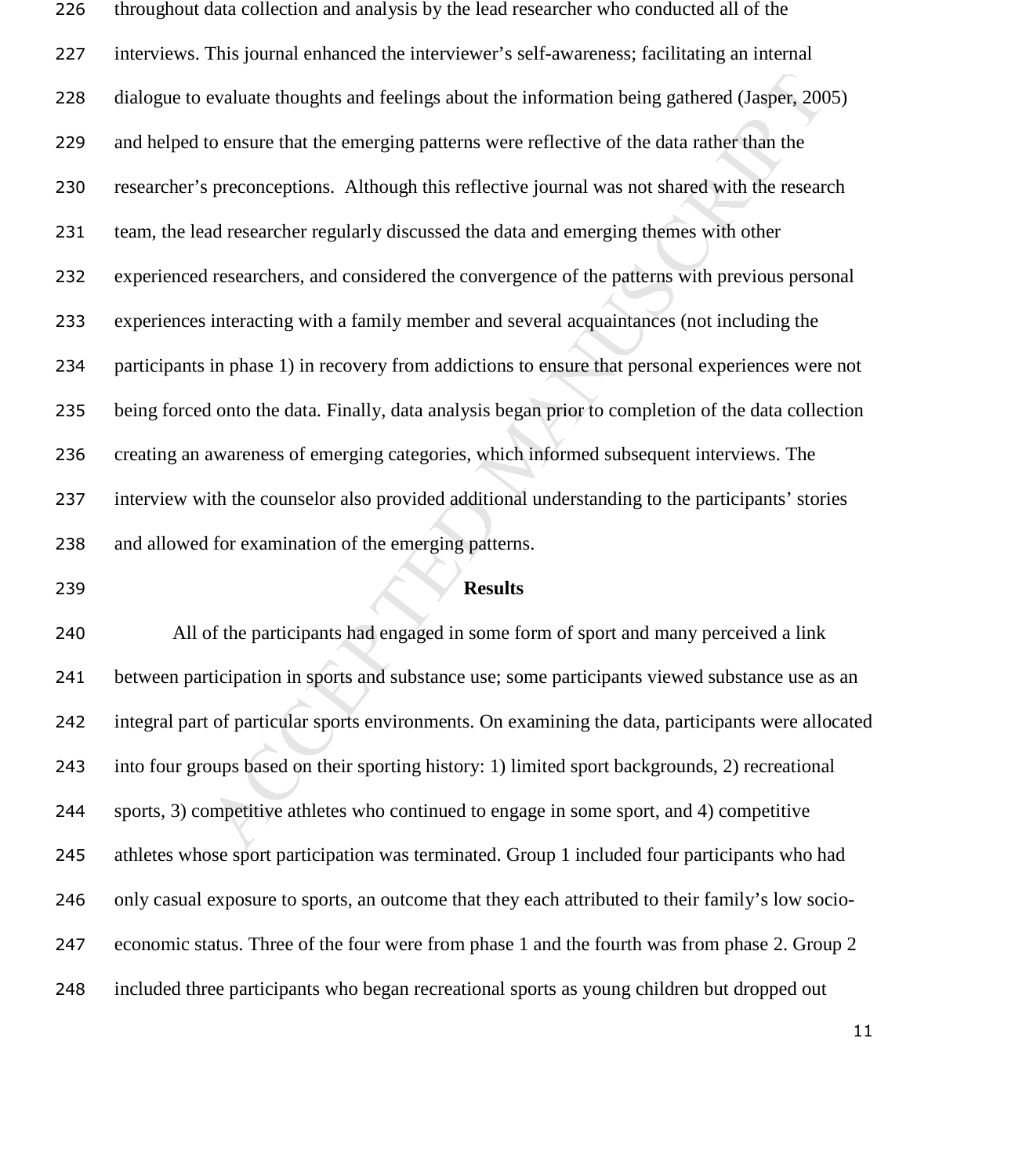throughout data collection and analysis by the lead researcher who conducted all of the interviews. This journal enhanced the interviewer's self-awareness; facilitating an internal dialogue to evaluate thoughts and feelings about the information being gathered (Jasper, 2005) and helped to ensure that the emerging patterns were reflective of the data rather than the researcher's preconceptions. Although this reflective journal was not shared with the research team, the lead researcher regularly discussed the data and emerging themes with other experienced researchers, and considered the convergence of the patterns with previous personal experiences interacting with a family member and several acquaintances (not including the participants in phase 1) in recovery from addictions to ensure that personal experiences were not being forced onto the data. Finally, data analysis began prior to completion of the data collection creating an awareness of emerging categories, which informed subsequent interviews. The interview with the counselor also provided additional understanding to the participants' stories and allowed for examination of the emerging patterns.

## Results

All of the participants had engaged in some form of sport and many perceived a link between participation in sports and substance use; some participants viewed substance use as an integral part of particular sports environments. On examining the data, participants were allocated into four groups based on their sporting history: 1) limited sport backgrounds, 2) recreational sports, 3) competitive athletes who continued to engage in some sport, and 4) competitive athletes whose sport participation was terminated. Group 1 included four participants who had only casual exposure to sports, an outcome that they each attributed to their family's low socio-economic status. Three of the four were from phase 1 and the fourth was from phase 2. Group 2 included three participants who began recreational sports as young children but dropped out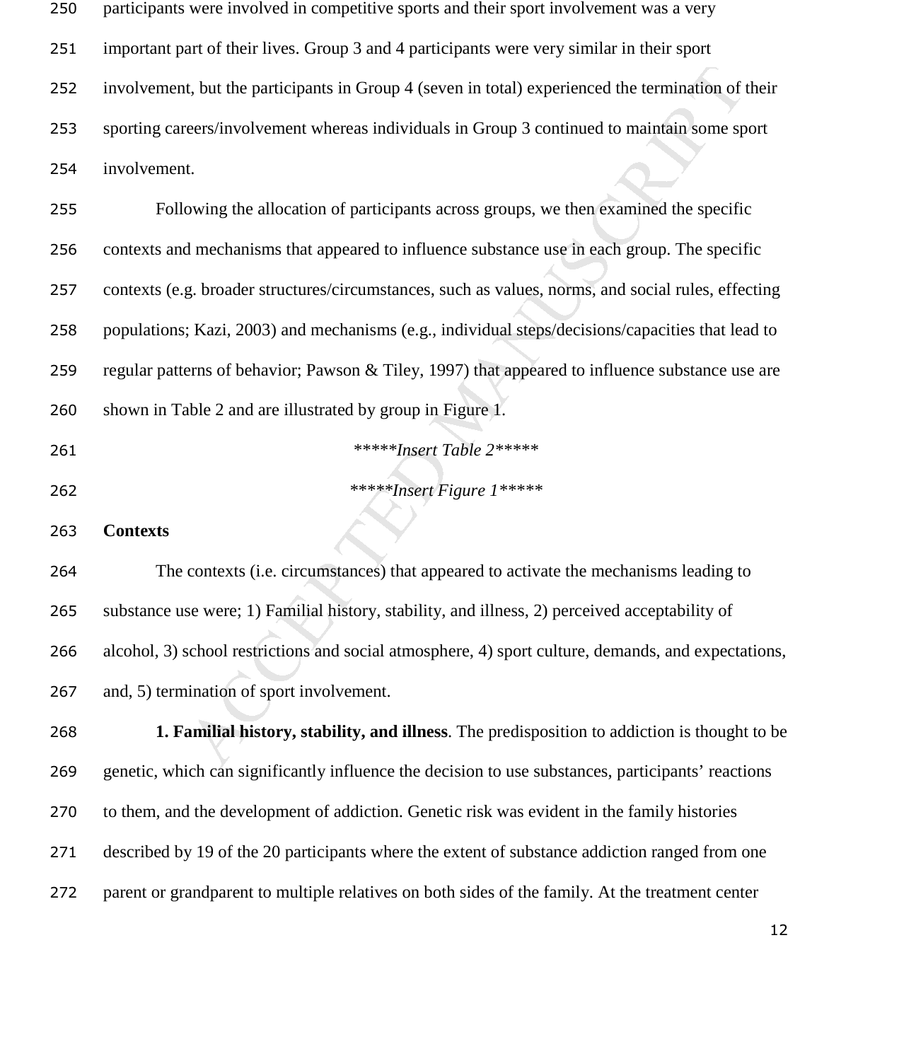participants were involved in competitive sports and their sport involvement was a very important part of their lives. Group 3 and 4 participants were very similar in their sport involvement, but the participants in Group 4 (seven in total) experienced the termination of their sporting careers/involvement whereas individuals in Group 3 continued to maintain some sport involvement.

Following the allocation of participants across groups, we then examined the specific contexts and mechanisms that appeared to influence substance use in each group. The specific contexts (e.g. broader structures/circumstances, such as values, norms, and social rules, effecting populations; Kazi, 2003) and mechanisms (e.g., individual steps/decisions/capacities that lead to regular patterns of behavior; Pawson & Tiley, 1997) that appeared to influence substance use are shown in Table 2 and are illustrated by group in Figure 1.

*****Insert Table 2*****

*****Insert Figure 1*****

**Contexts**

The contexts (i.e. circumstances) that appeared to activate the mechanisms leading to substance use were; 1) Familial history, stability, and illness, 2) perceived acceptability of alcohol, 3) school restrictions and social atmosphere, 4) sport culture, demands, and expectations, and, 5) termination of sport involvement.

**1. Familial history, stability, and illness**. The predisposition to addiction is thought to be genetic, which can significantly influence the decision to use substances, participants' reactions to them, and the development of addiction. Genetic risk was evident in the family histories described by 19 of the 20 participants where the extent of substance addiction ranged from one parent or grandparent to multiple relatives on both sides of the family. At the treatment center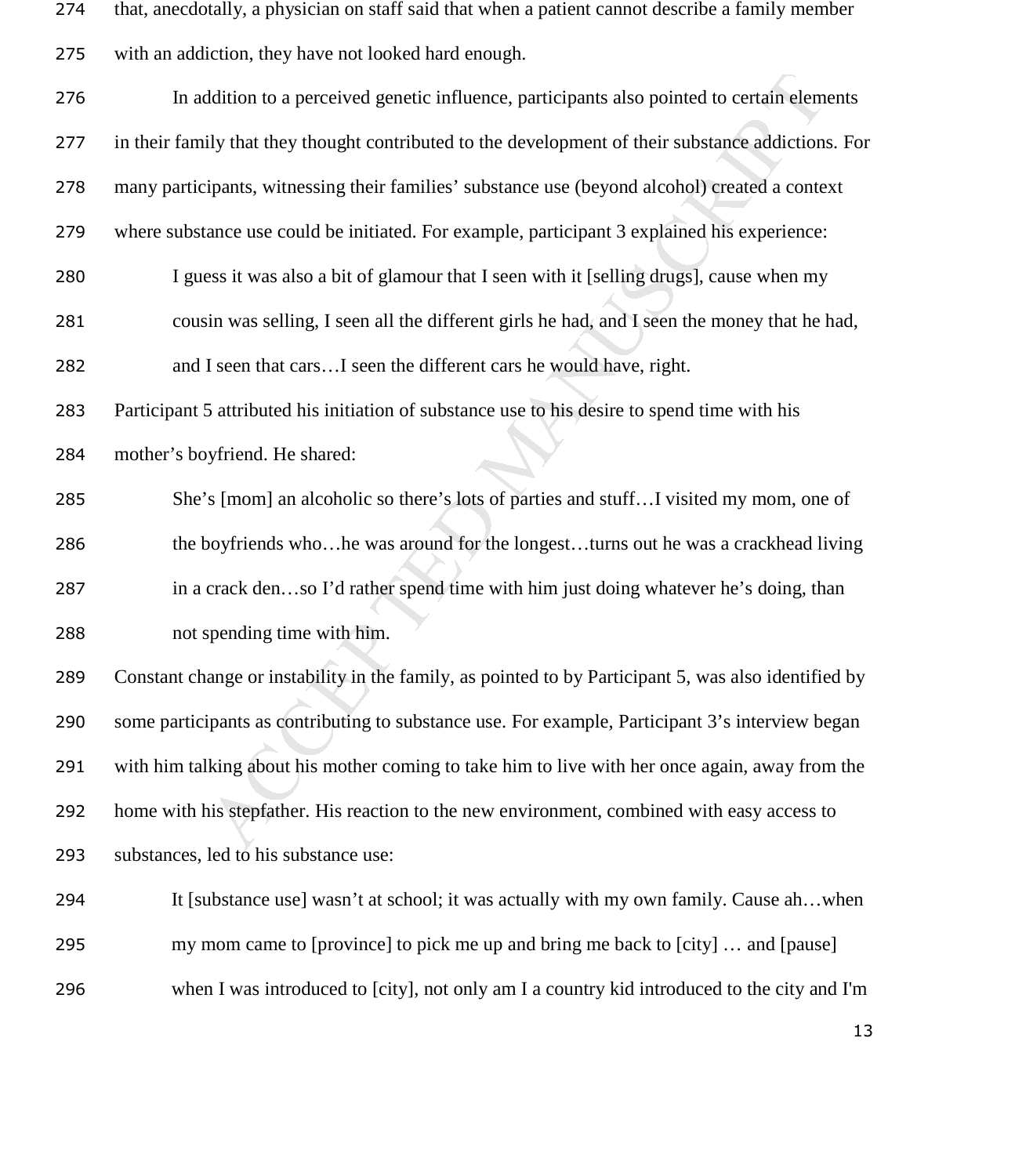that, anecdotally, a physician on staff said that when a patient cannot describe a family member with an addiction, they have not looked hard enough.

In addition to a perceived genetic influence, participants also pointed to certain elements in their family that they thought contributed to the development of their substance addictions. For many participants, witnessing their families' substance use (beyond alcohol) created a context where substance use could be initiated. For example, participant 3 explained his experience:

> I guess it was also a bit of glamour that I seen with it [selling drugs], cause when my cousin was selling, I seen all the different girls he had, and I seen the money that he had, and I seen that cars…I seen the different cars he would have, right.

Participant 5 attributed his initiation of substance use to his desire to spend time with his mother's boyfriend. He shared:

> She's [mom] an alcoholic so there's lots of parties and stuff…I visited my mom, one of the boyfriends who…he was around for the longest…turns out he was a crackhead living in a crack den…so I'd rather spend time with him just doing whatever he's doing, than not spending time with him.

Constant change or instability in the family, as pointed to by Participant 5, was also identified by some participants as contributing to substance use. For example, Participant 3's interview began with him talking about his mother coming to take him to live with her once again, away from the home with his stepfather. His reaction to the new environment, combined with easy access to substances, led to his substance use:

> It [substance use] wasn't at school; it was actually with my own family. Cause ah…when my mom came to [province] to pick me up and bring me back to [city] … and [pause] when I was introduced to [city], not only am I a country kid introduced to the city and I'm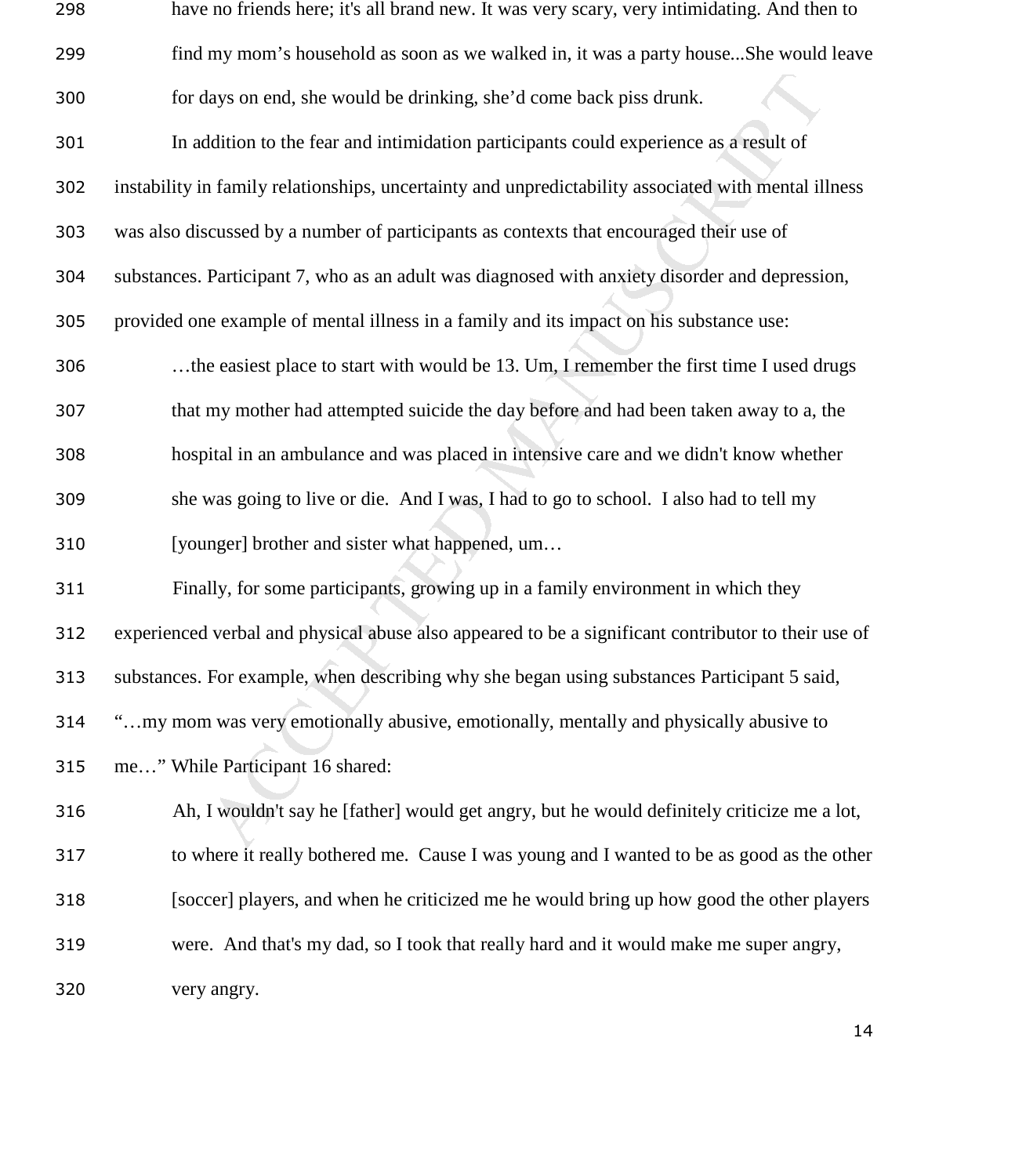have no friends here; it's all brand new. It was very scary, very intimidating. And then to find my mom's household as soon as we walked in, it was a party house...She would leave for days on end, she would be drinking, she'd come back piss drunk.

In addition to the fear and intimidation participants could experience as a result of instability in family relationships, uncertainty and unpredictability associated with mental illness was also discussed by a number of participants as contexts that encouraged their use of substances. Participant 7, who as an adult was diagnosed with anxiety disorder and depression, provided one example of mental illness in a family and its impact on his substance use:

> …the easiest place to start with would be 13. Um, I remember the first time I used drugs that my mother had attempted suicide the day before and had been taken away to a, the hospital in an ambulance and was placed in intensive care and we didn't know whether she was going to live or die. And I was, I had to go to school. I also had to tell my [younger] brother and sister what happened, um…

Finally, for some participants, growing up in a family environment in which they experienced verbal and physical abuse also appeared to be a significant contributor to their use of substances. For example, when describing why she began using substances Participant 5 said, "…my mom was very emotionally abusive, emotionally, mentally and physically abusive to me…" While Participant 16 shared:

> Ah, I wouldn't say he [father] would get angry, but he would definitely criticize me a lot, to where it really bothered me. Cause I was young and I wanted to be as good as the other [soccer] players, and when he criticized me he would bring up how good the other players were. And that's my dad, so I took that really hard and it would make me super angry, very angry.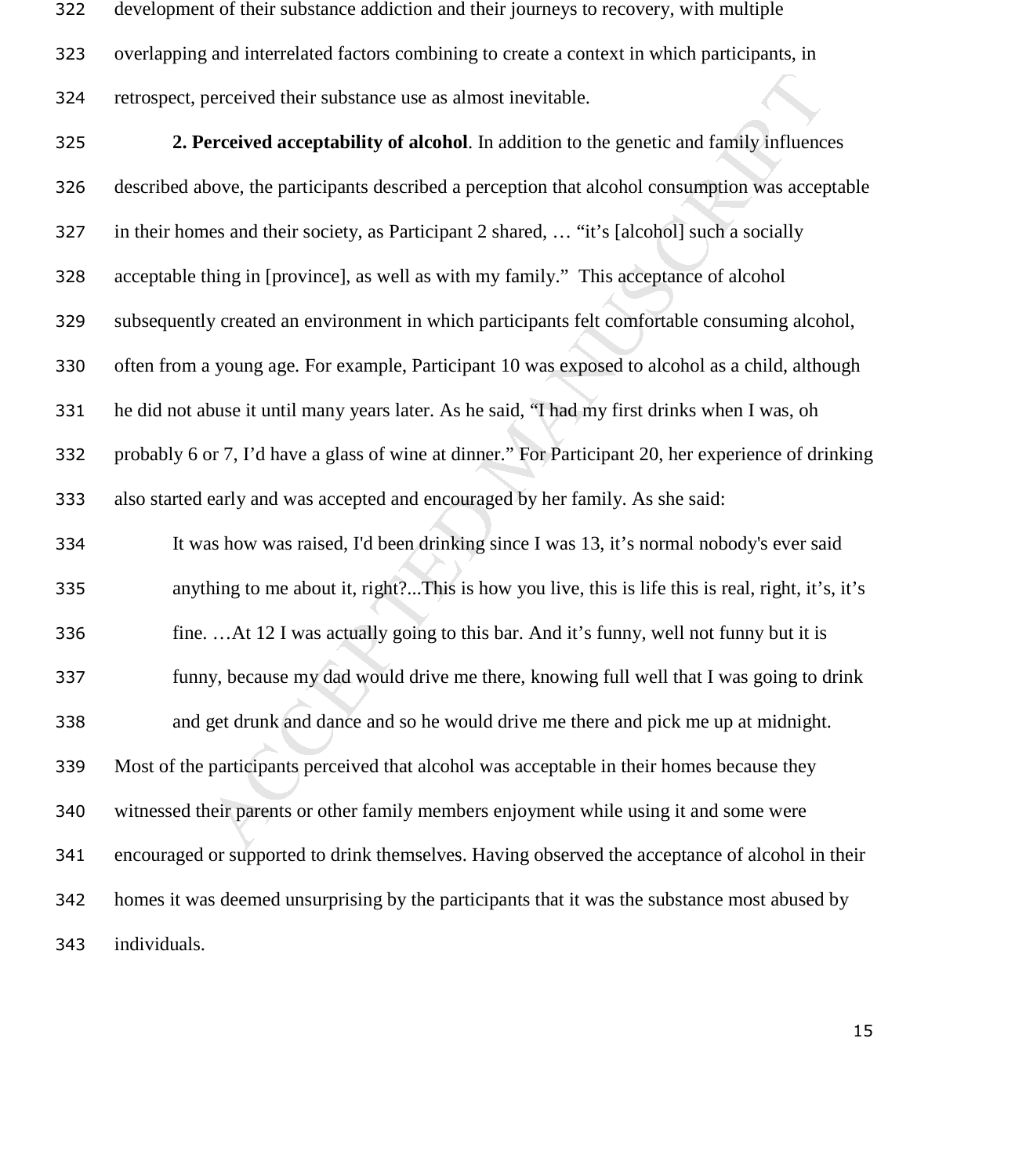development of their substance addiction and their journeys to recovery, with multiple overlapping and interrelated factors combining to create a context in which participants, in retrospect, perceived their substance use as almost inevitable.

**2. Perceived acceptability of alcohol**. In addition to the genetic and family influences described above, the participants described a perception that alcohol consumption was acceptable in their homes and their society, as Participant 2 shared, … "it's [alcohol] such a socially acceptable thing in [province], as well as with my family." This acceptance of alcohol subsequently created an environment in which participants felt comfortable consuming alcohol, often from a young age. For example, Participant 10 was exposed to alcohol as a child, although he did not abuse it until many years later. As he said, "I had my first drinks when I was, oh probably 6 or 7, I'd have a glass of wine at dinner." For Participant 20, her experience of drinking also started early and was accepted and encouraged by her family. As she said:

> It was how was raised, I'd been drinking since I was 13, it's normal nobody's ever said anything to me about it, right?...This is how you live, this is life this is real, right, it's, it's fine. …At 12 I was actually going to this bar. And it's funny, well not funny but it is funny, because my dad would drive me there, knowing full well that I was going to drink and get drunk and dance and so he would drive me there and pick me up at midnight.

Most of the participants perceived that alcohol was acceptable in their homes because they witnessed their parents or other family members enjoyment while using it and some were encouraged or supported to drink themselves. Having observed the acceptance of alcohol in their homes it was deemed unsurprising by the participants that it was the substance most abused by individuals.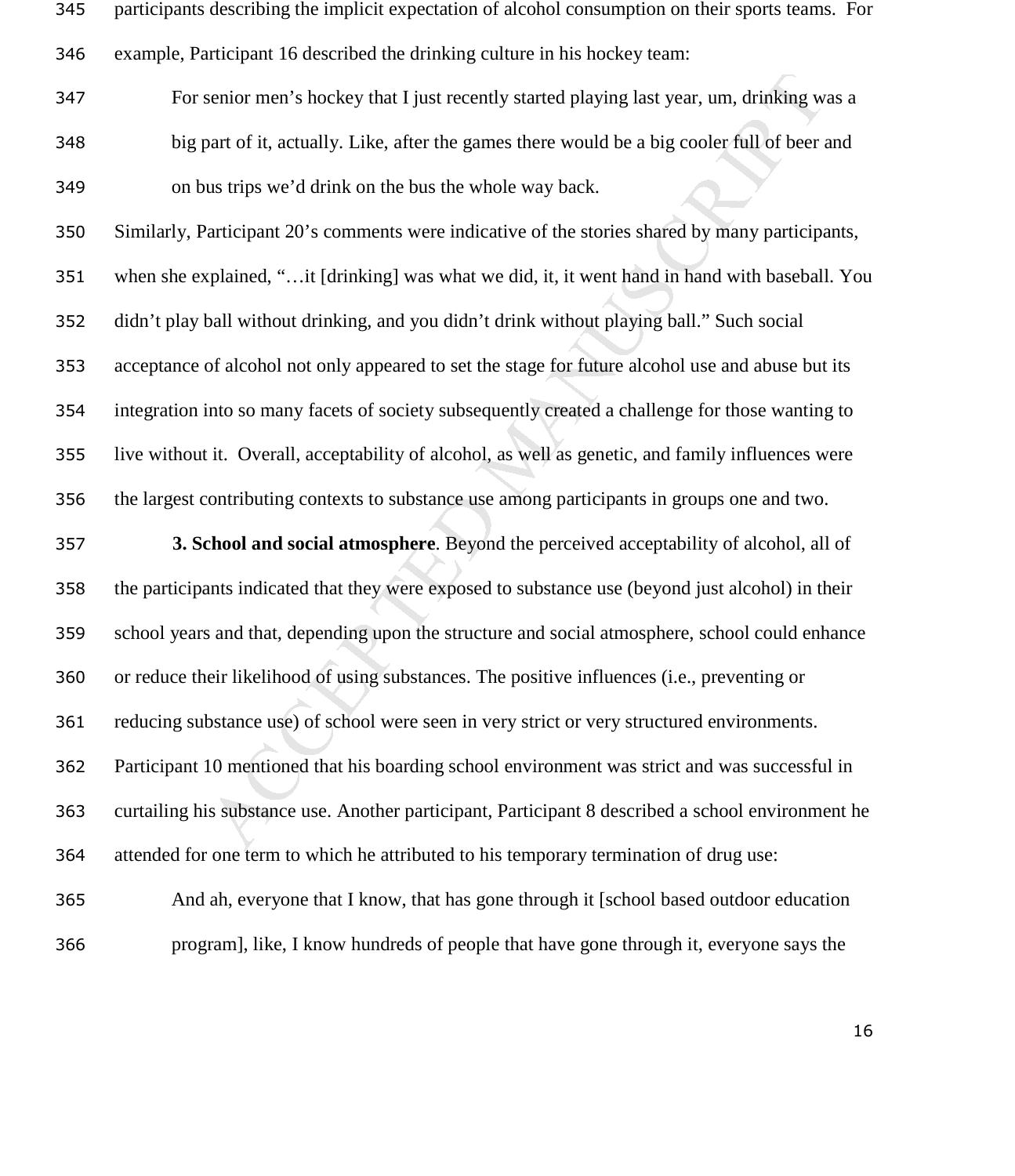participants describing the implicit expectation of alcohol consumption on their sports teams. For example, Participant 16 described the drinking culture in his hockey team:

> For senior men's hockey that I just recently started playing last year, um, drinking was a big part of it, actually. Like, after the games there would be a big cooler full of beer and on bus trips we'd drink on the bus the whole way back.

Similarly, Participant 20's comments were indicative of the stories shared by many participants, when she explained, "…it [drinking] was what we did, it, it went hand in hand with baseball. You didn't play ball without drinking, and you didn't drink without playing ball." Such social acceptance of alcohol not only appeared to set the stage for future alcohol use and abuse but its integration into so many facets of society subsequently created a challenge for those wanting to live without it. Overall, acceptability of alcohol, as well as genetic, and family influences were the largest contributing contexts to substance use among participants in groups one and two.

**3. School and social atmosphere**. Beyond the perceived acceptability of alcohol, all of the participants indicated that they were exposed to substance use (beyond just alcohol) in their school years and that, depending upon the structure and social atmosphere, school could enhance or reduce their likelihood of using substances. The positive influences (i.e., preventing or reducing substance use) of school were seen in very strict or very structured environments. Participant 10 mentioned that his boarding school environment was strict and was successful in curtailing his substance use. Another participant, Participant 8 described a school environment he attended for one term to which he attributed to his temporary termination of drug use:

> And ah, everyone that I know, that has gone through it [school based outdoor education program], like, I know hundreds of people that have gone through it, everyone says the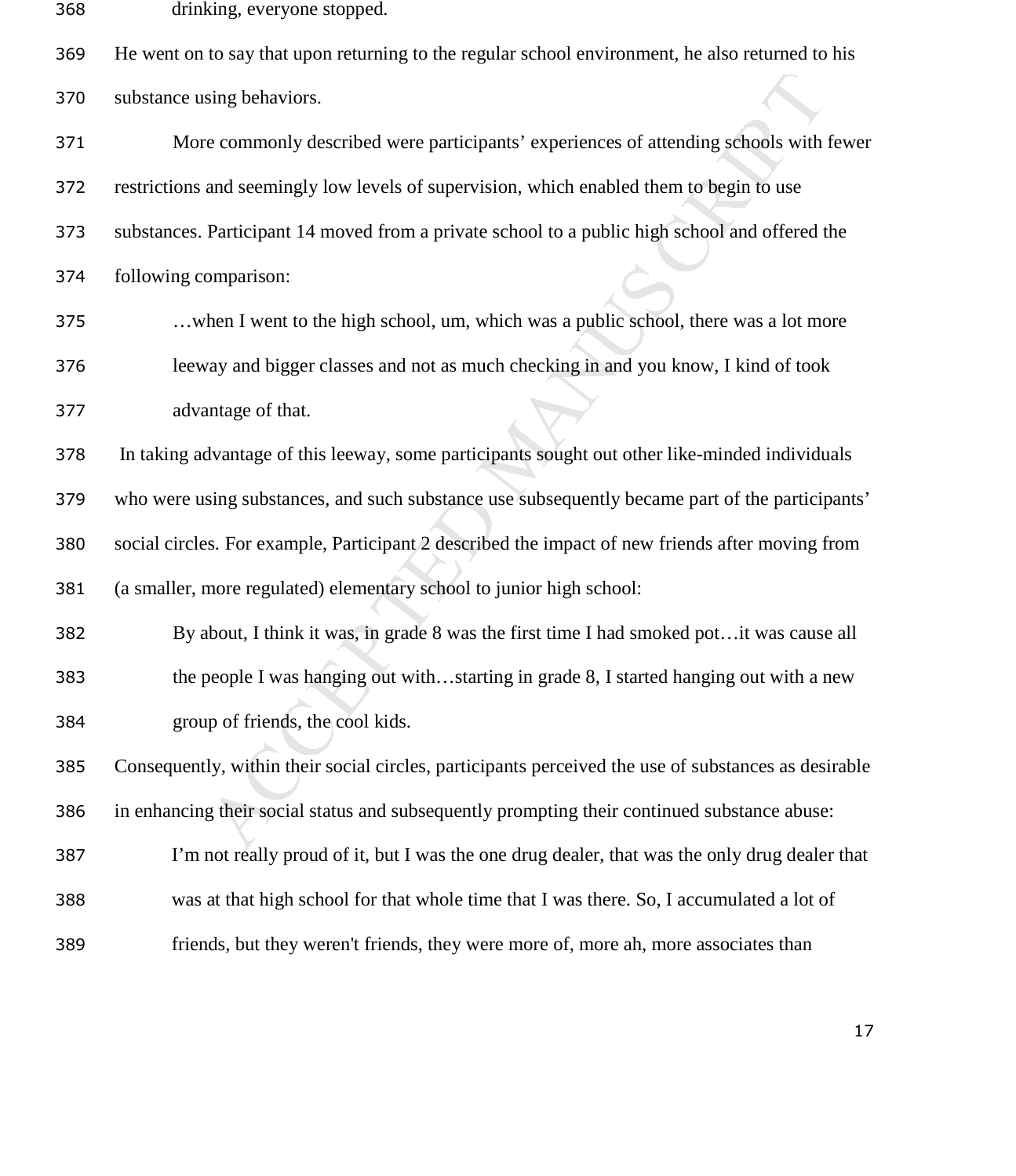drinking, everyone stopped.

He went on to say that upon returning to the regular school environment, he also returned to his substance using behaviors.

More commonly described were participants' experiences of attending schools with fewer restrictions and seemingly low levels of supervision, which enabled them to begin to use substances. Participant 14 moved from a private school to a public high school and offered the following comparison:

> …when I went to the high school, um, which was a public school, there was a lot more leeway and bigger classes and not as much checking in and you know, I kind of took advantage of that.

In taking advantage of this leeway, some participants sought out other like-minded individuals who were using substances, and such substance use subsequently became part of the participants' social circles. For example, Participant 2 described the impact of new friends after moving from (a smaller, more regulated) elementary school to junior high school:

> By about, I think it was, in grade 8 was the first time I had smoked pot…it was cause all the people I was hanging out with…starting in grade 8, I started hanging out with a new group of friends, the cool kids.

Consequently, within their social circles, participants perceived the use of substances as desirable in enhancing their social status and subsequently prompting their continued substance abuse:

> I'm not really proud of it, but I was the one drug dealer, that was the only drug dealer that was at that high school for that whole time that I was there. So, I accumulated a lot of friends, but they weren't friends, they were more of, more ah, more associates than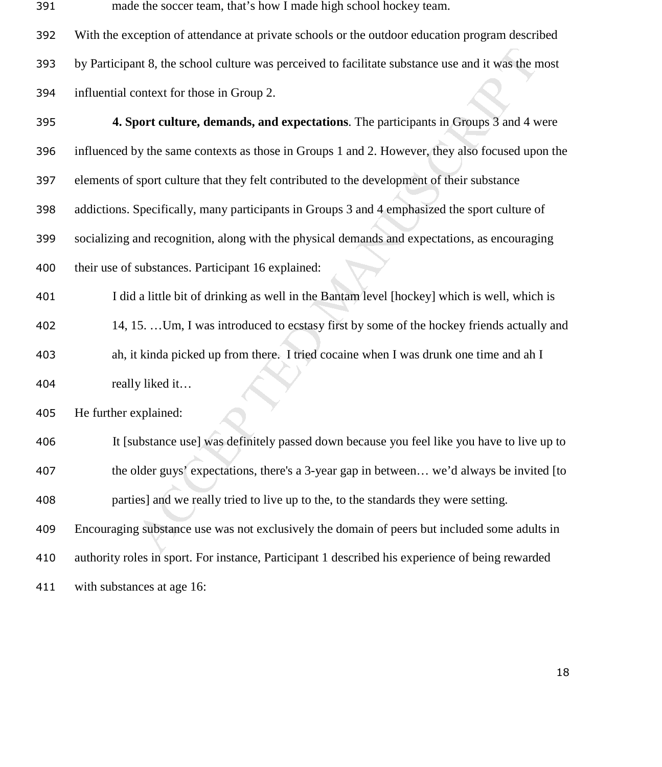made the soccer team, that's how I made high school hockey team.

With the exception of attendance at private schools or the outdoor education program described by Participant 8, the school culture was perceived to facilitate substance use and it was the most influential context for those in Group 2.

**4. Sport culture, demands, and expectations**. The participants in Groups 3 and 4 were influenced by the same contexts as those in Groups 1 and 2. However, they also focused upon the elements of sport culture that they felt contributed to the development of their substance addictions. Specifically, many participants in Groups 3 and 4 emphasized the sport culture of socializing and recognition, along with the physical demands and expectations, as encouraging their use of substances. Participant 16 explained:

> I did a little bit of drinking as well in the Bantam level [hockey] which is well, which is 14, 15. …Um, I was introduced to ecstasy first by some of the hockey friends actually and ah, it kinda picked up from there. I tried cocaine when I was drunk one time and ah I really liked it…

He further explained:

> It [substance use] was definitely passed down because you feel like you have to live up to the older guys' expectations, there's a 3-year gap in between… we'd always be invited [to parties] and we really tried to live up to the, to the standards they were setting.

Encouraging substance use was not exclusively the domain of peers but included some adults in authority roles in sport. For instance, Participant 1 described his experience of being rewarded with substances at age 16: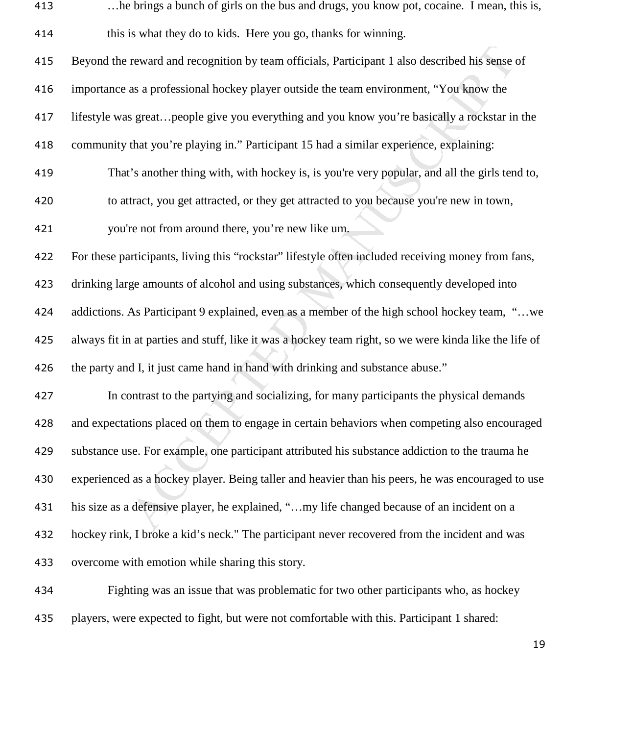> …he brings a bunch of girls on the bus and drugs, you know pot, cocaine. I mean, this is, this is what they do to kids. Here you go, thanks for winning.

Beyond the reward and recognition by team officials, Participant 1 also described his sense of importance as a professional hockey player outside the team environment, "You know the lifestyle was great…people give you everything and you know you're basically a rockstar in the community that you're playing in." Participant 15 had a similar experience, explaining:

> That's another thing with, with hockey is, is you're very popular, and all the girls tend to, to attract, you get attracted, or they get attracted to you because you're new in town, you're not from around there, you're new like um.

For these participants, living this "rockstar" lifestyle often included receiving money from fans, drinking large amounts of alcohol and using substances, which consequently developed into addictions. As Participant 9 explained, even as a member of the high school hockey team, "…we always fit in at parties and stuff, like it was a hockey team right, so we were kinda like the life of the party and I, it just came hand in hand with drinking and substance abuse."

In contrast to the partying and socializing, for many participants the physical demands and expectations placed on them to engage in certain behaviors when competing also encouraged substance use. For example, one participant attributed his substance addiction to the trauma he experienced as a hockey player. Being taller and heavier than his peers, he was encouraged to use his size as a defensive player, he explained, "…my life changed because of an incident on a hockey rink, I broke a kid's neck." The participant never recovered from the incident and was overcome with emotion while sharing this story.

Fighting was an issue that was problematic for two other participants who, as hockey players, were expected to fight, but were not comfortable with this. Participant 1 shared: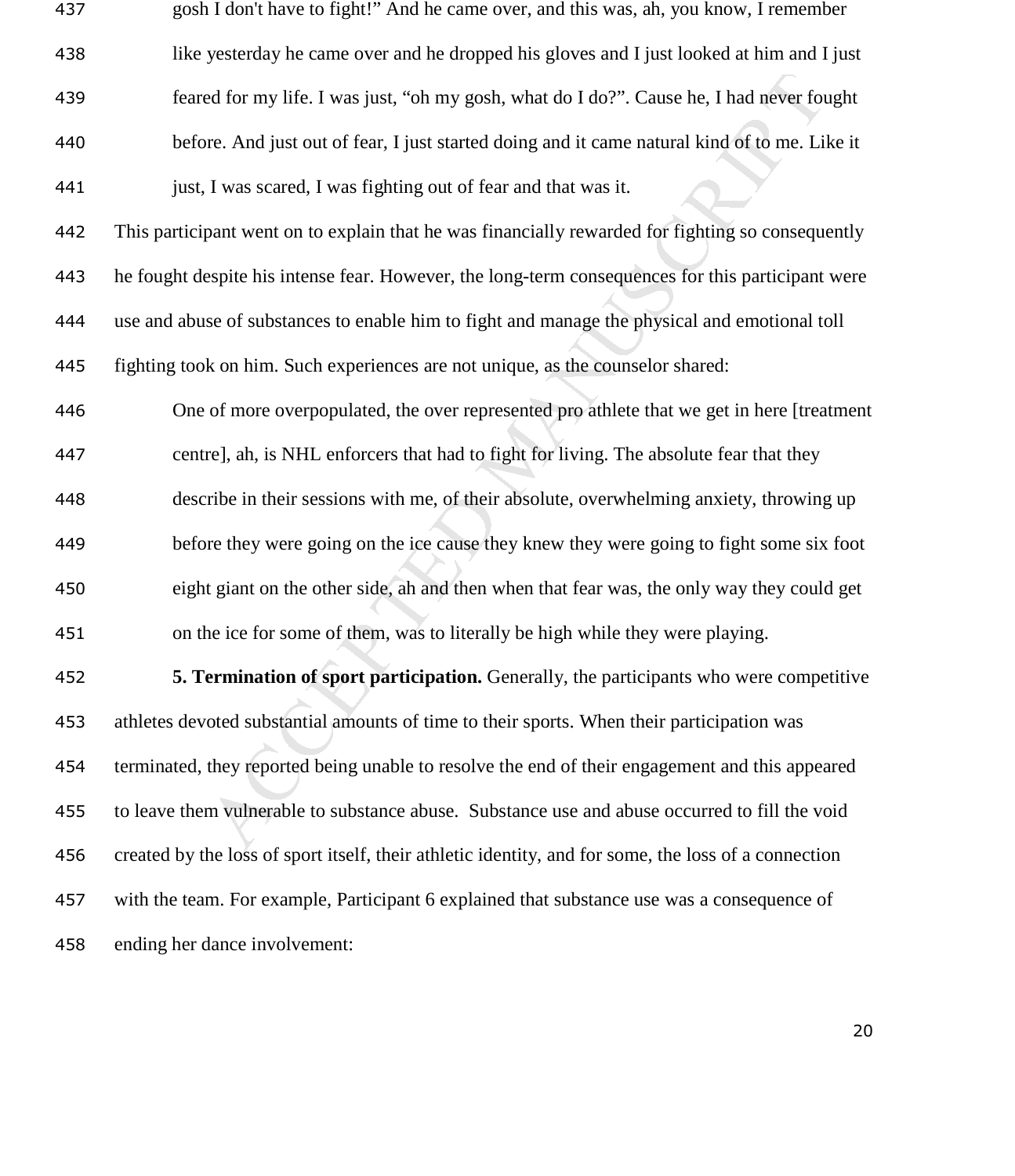gosh I don't have to fight!" And he came over, and this was, ah, you know, I remember like yesterday he came over and he dropped his gloves and I just looked at him and I just feared for my life. I was just, "oh my gosh, what do I do?". Cause he, I had never fought before. And just out of fear, I just started doing and it came natural kind of to me. Like it just, I was scared, I was fighting out of fear and that was it.

This participant went on to explain that he was financially rewarded for fighting so consequently he fought despite his intense fear. However, the long-term consequences for this participant were use and abuse of substances to enable him to fight and manage the physical and emotional toll fighting took on him. Such experiences are not unique, as the counselor shared:

> One of more overpopulated, the over represented pro athlete that we get in here [treatment centre], ah, is NHL enforcers that had to fight for living. The absolute fear that they describe in their sessions with me, of their absolute, overwhelming anxiety, throwing up before they were going on the ice cause they knew they were going to fight some six foot eight giant on the other side, ah and then when that fear was, the only way they could get on the ice for some of them, was to literally be high while they were playing.

**5. Termination of sport participation.** Generally, the participants who were competitive athletes devoted substantial amounts of time to their sports. When their participation was terminated, they reported being unable to resolve the end of their engagement and this appeared to leave them vulnerable to substance abuse. Substance use and abuse occurred to fill the void created by the loss of sport itself, their athletic identity, and for some, the loss of a connection with the team. For example, Participant 6 explained that substance use was a consequence of ending her dance involvement: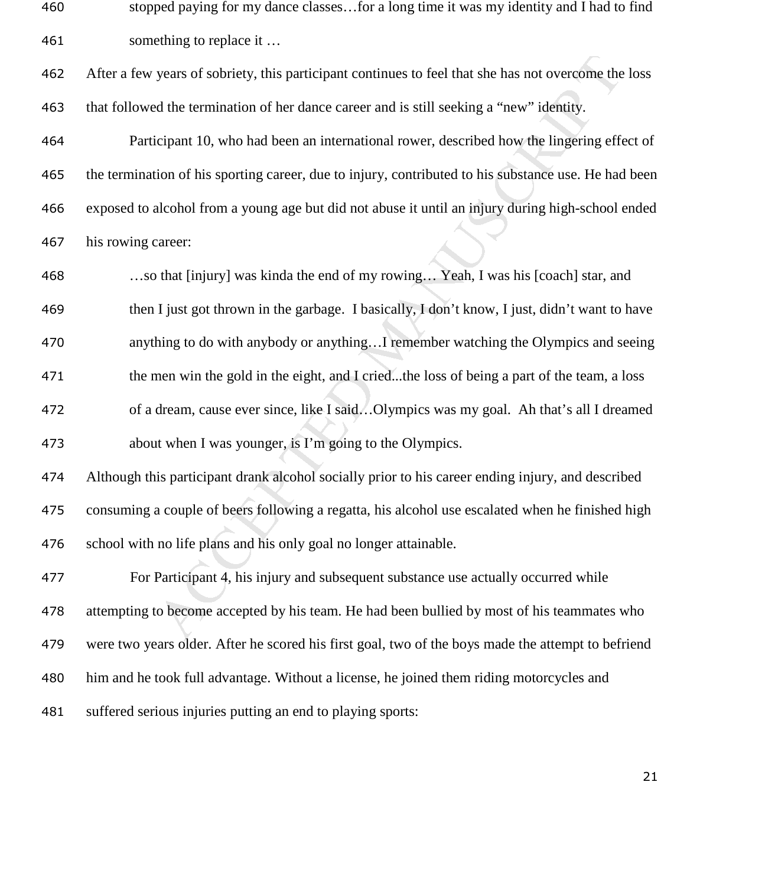stopped paying for my dance classes…for a long time it was my identity and I had to find something to replace it …

After a few years of sobriety, this participant continues to feel that she has not overcome the loss that followed the termination of her dance career and is still seeking a "new" identity.

Participant 10, who had been an international rower, described how the lingering effect of the termination of his sporting career, due to injury, contributed to his substance use. He had been exposed to alcohol from a young age but did not abuse it until an injury during high-school ended his rowing career:

> …so that [injury] was kinda the end of my rowing… Yeah, I was his [coach] star, and then I just got thrown in the garbage. I basically, I don't know, I just, didn't want to have anything to do with anybody or anything…I remember watching the Olympics and seeing the men win the gold in the eight, and I cried...the loss of being a part of the team, a loss of a dream, cause ever since, like I said…Olympics was my goal. Ah that's all I dreamed about when I was younger, is I'm going to the Olympics.

Although this participant drank alcohol socially prior to his career ending injury, and described consuming a couple of beers following a regatta, his alcohol use escalated when he finished high school with no life plans and his only goal no longer attainable.

For Participant 4, his injury and subsequent substance use actually occurred while attempting to become accepted by his team. He had been bullied by most of his teammates who were two years older. After he scored his first goal, two of the boys made the attempt to befriend him and he took full advantage. Without a license, he joined them riding motorcycles and suffered serious injuries putting an end to playing sports: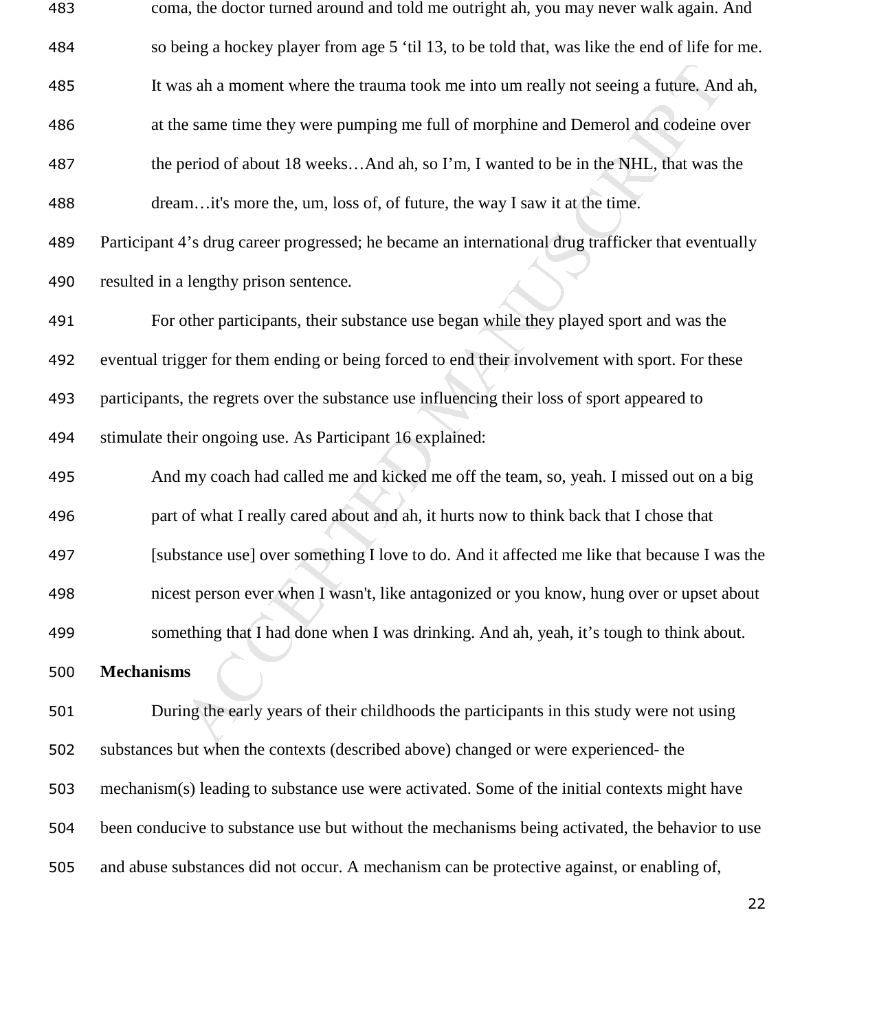coma, the doctor turned around and told me outright ah, you may never walk again. And so being a hockey player from age 5 'til 13, to be told that, was like the end of life for me. It was ah a moment where the trauma took me into um really not seeing a future. And ah, at the same time they were pumping me full of morphine and Demerol and codeine over the period of about 18 weeks…And ah, so I'm, I wanted to be in the NHL, that was the dream…it's more the, um, loss of, of future, the way I saw it at the time.

Participant 4's drug career progressed; he became an international drug trafficker that eventually resulted in a lengthy prison sentence.

For other participants, their substance use began while they played sport and was the eventual trigger for them ending or being forced to end their involvement with sport. For these participants, the regrets over the substance use influencing their loss of sport appeared to stimulate their ongoing use. As Participant 16 explained:

> And my coach had called me and kicked me off the team, so, yeah. I missed out on a big part of what I really cared about and ah, it hurts now to think back that I chose that [substance use] over something I love to do. And it affected me like that because I was the nicest person ever when I wasn't, like antagonized or you know, hung over or upset about something that I had done when I was drinking. And ah, yeah, it's tough to think about.

**Mechanisms**

During the early years of their childhoods the participants in this study were not using substances but when the contexts (described above) changed or were experienced- the mechanism(s) leading to substance use were activated. Some of the initial contexts might have been conducive to substance use but without the mechanisms being activated, the behavior to use and abuse substances did not occur. A mechanism can be protective against, or enabling of,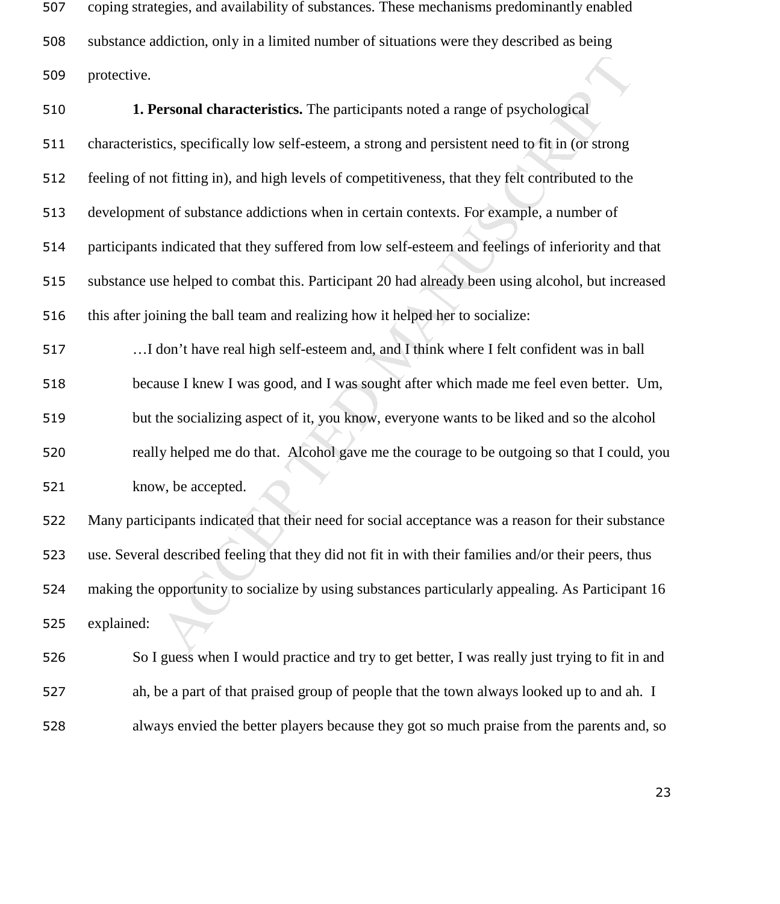coping strategies, and availability of substances. These mechanisms predominantly enabled substance addiction, only in a limited number of situations were they described as being protective.

**1. Personal characteristics.** The participants noted a range of psychological characteristics, specifically low self-esteem, a strong and persistent need to fit in (or strong feeling of not fitting in), and high levels of competitiveness, that they felt contributed to the development of substance addictions when in certain contexts. For example, a number of participants indicated that they suffered from low self-esteem and feelings of inferiority and that substance use helped to combat this. Participant 20 had already been using alcohol, but increased this after joining the ball team and realizing how it helped her to socialize:

> …I don't have real high self-esteem and, and I think where I felt confident was in ball because I knew I was good, and I was sought after which made me feel even better. Um, but the socializing aspect of it, you know, everyone wants to be liked and so the alcohol really helped me do that. Alcohol gave me the courage to be outgoing so that I could, you know, be accepted.

Many participants indicated that their need for social acceptance was a reason for their substance use. Several described feeling that they did not fit in with their families and/or their peers, thus making the opportunity to socialize by using substances particularly appealing. As Participant 16 explained:

> So I guess when I would practice and try to get better, I was really just trying to fit in and ah, be a part of that praised group of people that the town always looked up to and ah. I always envied the better players because they got so much praise from the parents and, so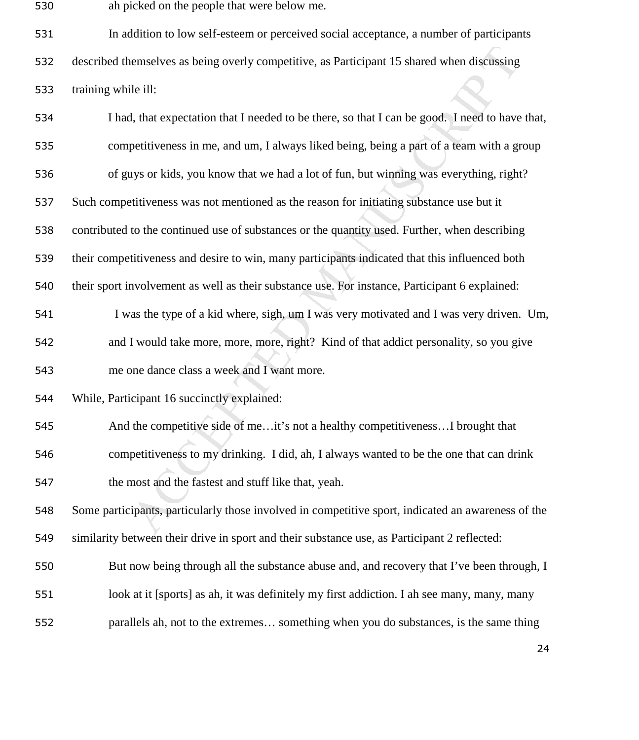ah picked on the people that were below me.

In addition to low self-esteem or perceived social acceptance, a number of participants described themselves as being overly competitive, as Participant 15 shared when discussing training while ill:

> I had, that expectation that I needed to be there, so that I can be good. I need to have that, competitiveness in me, and um, I always liked being, being a part of a team with a group of guys or kids, you know that we had a lot of fun, but winning was everything, right?

Such competitiveness was not mentioned as the reason for initiating substance use but it contributed to the continued use of substances or the quantity used. Further, when describing their competitiveness and desire to win, many participants indicated that this influenced both their sport involvement as well as their substance use. For instance, Participant 6 explained:

> I was the type of a kid where, sigh, um I was very motivated and I was very driven. Um, and I would take more, more, more, right? Kind of that addict personality, so you give me one dance class a week and I want more.

While, Participant 16 succinctly explained:

> And the competitive side of me…it's not a healthy competitiveness…I brought that competitiveness to my drinking. I did, ah, I always wanted to be the one that can drink the most and the fastest and stuff like that, yeah.

Some participants, particularly those involved in competitive sport, indicated an awareness of the similarity between their drive in sport and their substance use, as Participant 2 reflected:

> But now being through all the substance abuse and, and recovery that I've been through, I look at it [sports] as ah, it was definitely my first addiction. I ah see many, many, many parallels ah, not to the extremes… something when you do substances, is the same thing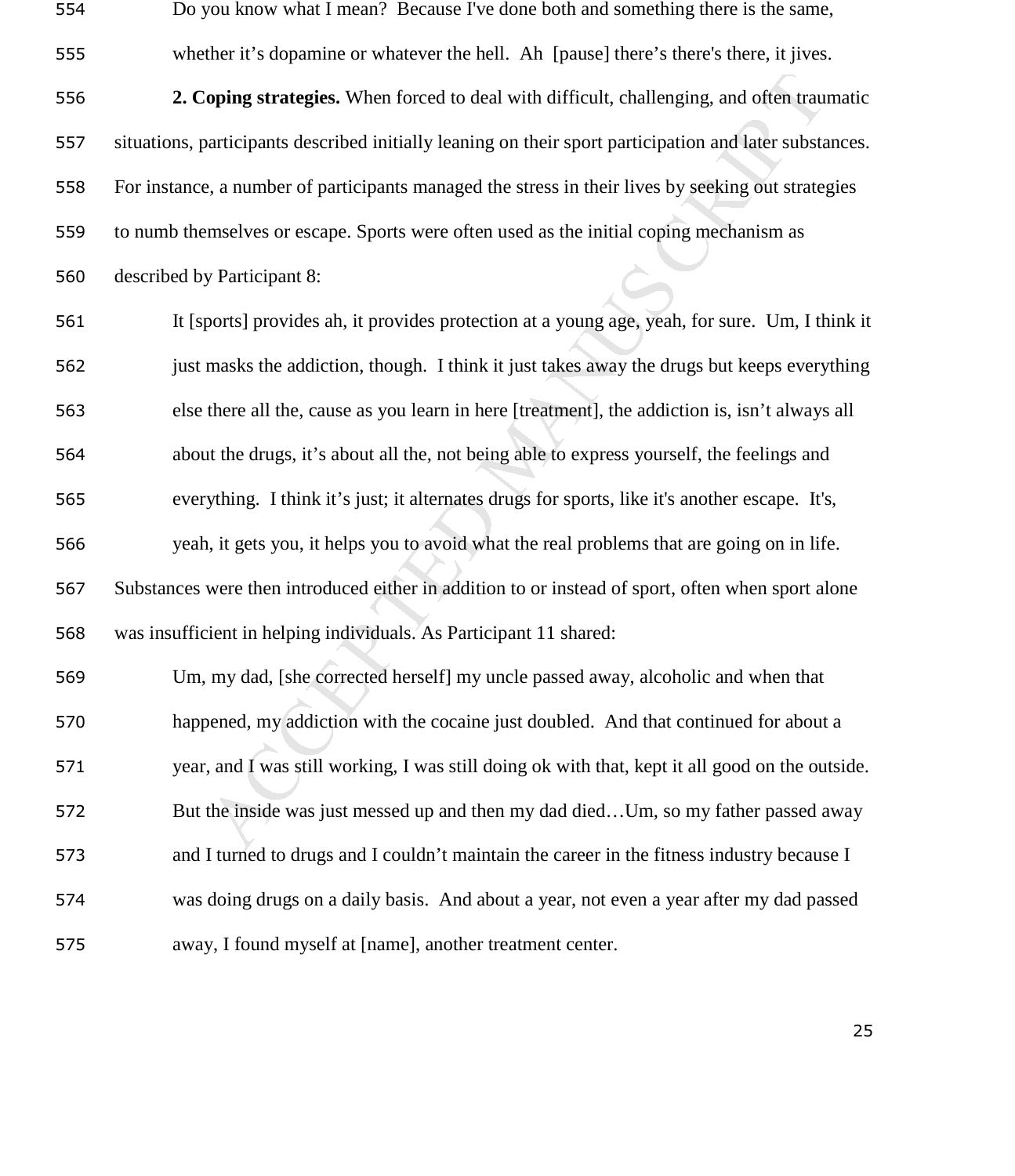Do you know what I mean? Because I've done both and something there is the same, whether it's dopamine or whatever the hell. Ah [pause] there's there's there, it jives.

**2. Coping strategies.** When forced to deal with difficult, challenging, and often traumatic situations, participants described initially leaning on their sport participation and later substances. For instance, a number of participants managed the stress in their lives by seeking out strategies to numb themselves or escape. Sports were often used as the initial coping mechanism as described by Participant 8:

> It [sports] provides ah, it provides protection at a young age, yeah, for sure. Um, I think it just masks the addiction, though. I think it just takes away the drugs but keeps everything else there all the, cause as you learn in here [treatment], the addiction is, isn't always all about the drugs, it's about all the, not being able to express yourself, the feelings and everything. I think it's just; it alternates drugs for sports, like it's another escape. It's, yeah, it gets you, it helps you to avoid what the real problems that are going on in life.

Substances were then introduced either in addition to or instead of sport, often when sport alone was insufficient in helping individuals. As Participant 11 shared:

> Um, my dad, [she corrected herself] my uncle passed away, alcoholic and when that happened, my addiction with the cocaine just doubled. And that continued for about a year, and I was still working, I was still doing ok with that, kept it all good on the outside. But the inside was just messed up and then my dad died…Um, so my father passed away and I turned to drugs and I couldn't maintain the career in the fitness industry because I was doing drugs on a daily basis. And about a year, not even a year after my dad passed away, I found myself at [name], another treatment center.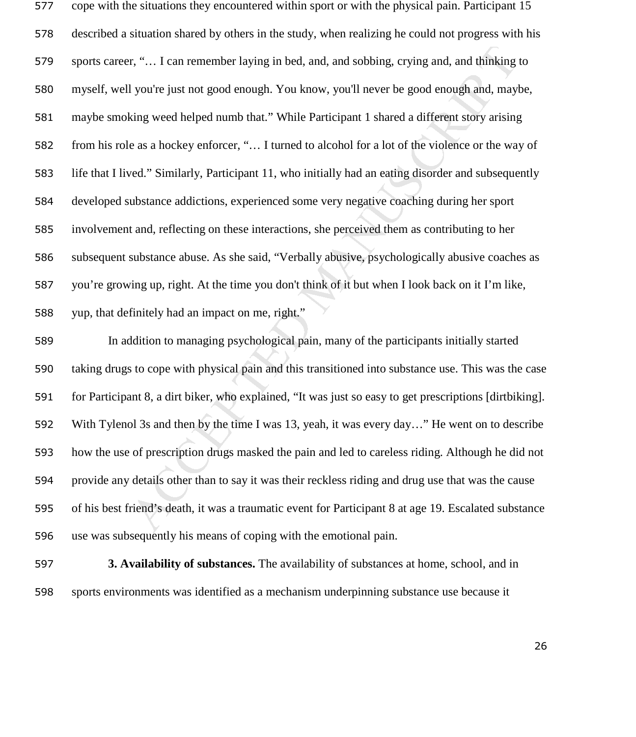cope with the situations they encountered within sport or with the physical pain. Participant 15 described a situation shared by others in the study, when realizing he could not progress with his sports career, "… I can remember laying in bed, and, and sobbing, crying and, and thinking to myself, well you're just not good enough. You know, you'll never be good enough and, maybe, maybe smoking weed helped numb that." While Participant 1 shared a different story arising from his role as a hockey enforcer, "… I turned to alcohol for a lot of the violence or the way of life that I lived." Similarly, Participant 11, who initially had an eating disorder and subsequently developed substance addictions, experienced some very negative coaching during her sport involvement and, reflecting on these interactions, she perceived them as contributing to her subsequent substance abuse. As she said, "Verbally abusive, psychologically abusive coaches as you're growing up, right. At the time you don't think of it but when I look back on it I'm like, yup, that definitely had an impact on me, right."

In addition to managing psychological pain, many of the participants initially started taking drugs to cope with physical pain and this transitioned into substance use. This was the case for Participant 8, a dirt biker, who explained, "It was just so easy to get prescriptions [dirtbiking]. With Tylenol 3s and then by the time I was 13, yeah, it was every day…" He went on to describe how the use of prescription drugs masked the pain and led to careless riding. Although he did not provide any details other than to say it was their reckless riding and drug use that was the cause of his best friend's death, it was a traumatic event for Participant 8 at age 19. Escalated substance use was subsequently his means of coping with the emotional pain.

**3. Availability of substances.** The availability of substances at home, school, and in sports environments was identified as a mechanism underpinning substance use because it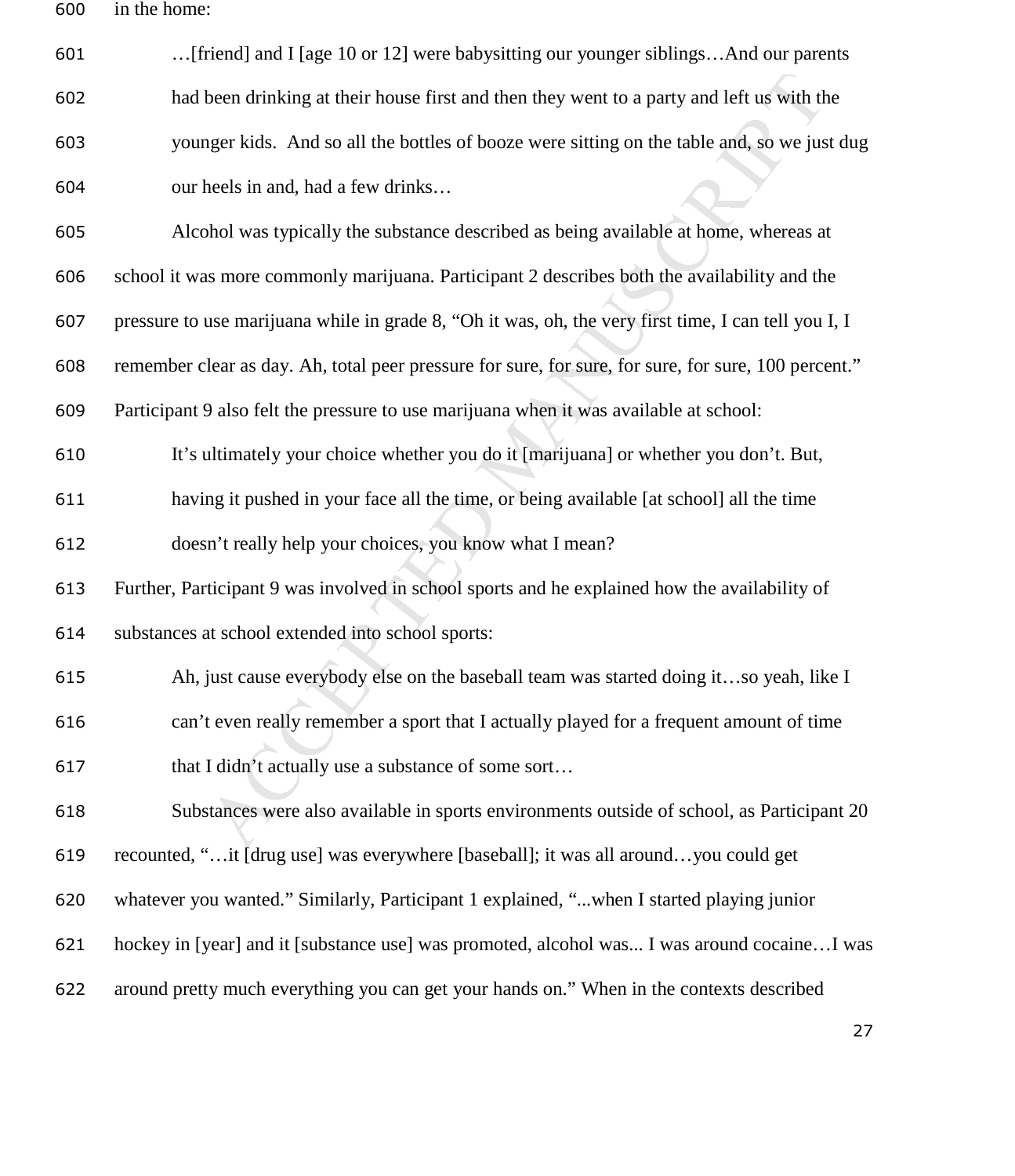in the home:

> …[friend] and I [age 10 or 12] were babysitting our younger siblings…And our parents had been drinking at their house first and then they went to a party and left us with the younger kids. And so all the bottles of booze were sitting on the table and, so we just dug our heels in and, had a few drinks…

Alcohol was typically the substance described as being available at home, whereas at school it was more commonly marijuana. Participant 2 describes both the availability and the pressure to use marijuana while in grade 8, "Oh it was, oh, the very first time, I can tell you I, I remember clear as day. Ah, total peer pressure for sure, for sure, for sure, for sure, 100 percent." Participant 9 also felt the pressure to use marijuana when it was available at school:

> It's ultimately your choice whether you do it [marijuana] or whether you don't. But, having it pushed in your face all the time, or being available [at school] all the time doesn't really help your choices, you know what I mean?

Further, Participant 9 was involved in school sports and he explained how the availability of substances at school extended into school sports:

> Ah, just cause everybody else on the baseball team was started doing it…so yeah, like I can't even really remember a sport that I actually played for a frequent amount of time that I didn't actually use a substance of some sort…

Substances were also available in sports environments outside of school, as Participant 20 recounted, "…it [drug use] was everywhere [baseball]; it was all around…you could get whatever you wanted." Similarly, Participant 1 explained, "...when I started playing junior hockey in [year] and it [substance use] was promoted, alcohol was... I was around cocaine…I was around pretty much everything you can get your hands on." When in the contexts described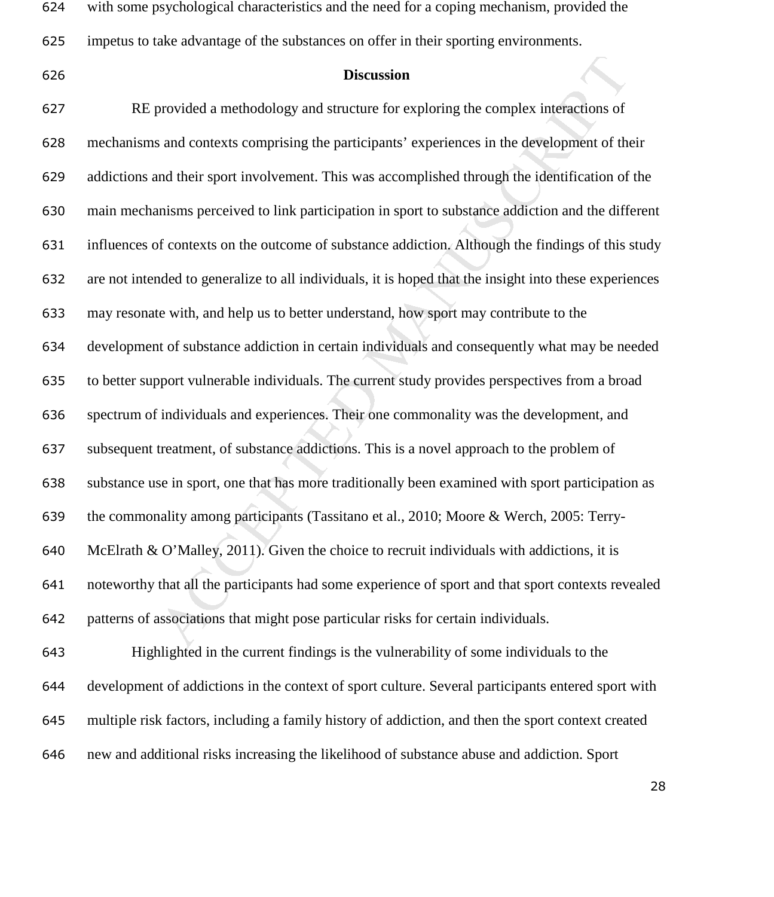with some psychological characteristics and the need for a coping mechanism, provided the impetus to take advantage of the substances on offer in their sporting environments.

## Discussion

RE provided a methodology and structure for exploring the complex interactions of mechanisms and contexts comprising the participants' experiences in the development of their addictions and their sport involvement. This was accomplished through the identification of the main mechanisms perceived to link participation in sport to substance addiction and the different influences of contexts on the outcome of substance addiction. Although the findings of this study are not intended to generalize to all individuals, it is hoped that the insight into these experiences may resonate with, and help us to better understand, how sport may contribute to the development of substance addiction in certain individuals and consequently what may be needed to better support vulnerable individuals. The current study provides perspectives from a broad spectrum of individuals and experiences. Their one commonality was the development, and subsequent treatment, of substance addictions. This is a novel approach to the problem of substance use in sport, one that has more traditionally been examined with sport participation as the commonality among participants (Tassitano et al., 2010; Moore & Werch, 2005: Terry-McElrath & O'Malley, 2011). Given the choice to recruit individuals with addictions, it is noteworthy that all the participants had some experience of sport and that sport contexts revealed patterns of associations that might pose particular risks for certain individuals.

Highlighted in the current findings is the vulnerability of some individuals to the development of addictions in the context of sport culture. Several participants entered sport with multiple risk factors, including a family history of addiction, and then the sport context created new and additional risks increasing the likelihood of substance abuse and addiction. Sport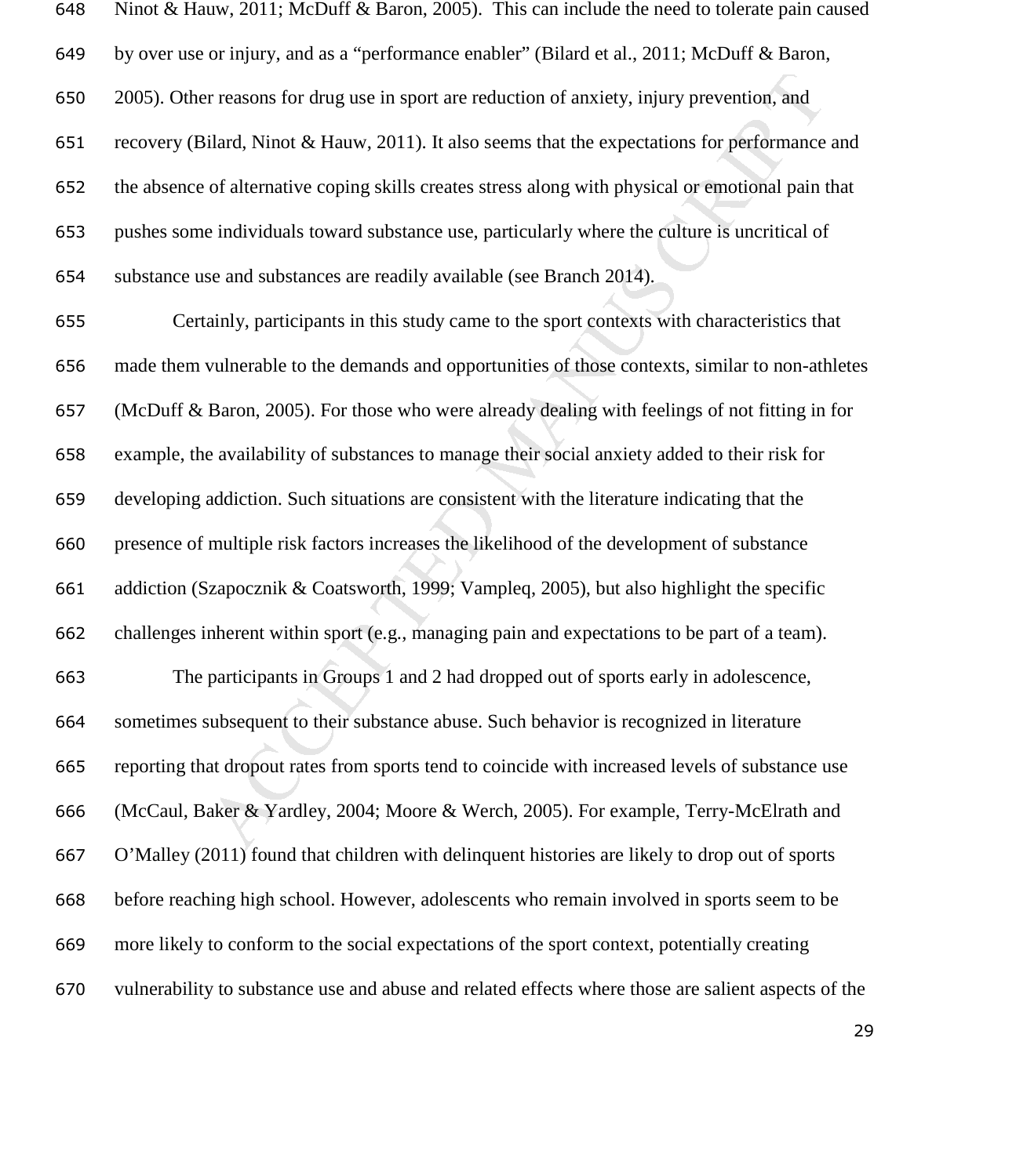Ninot & Hauw, 2011; McDuff & Baron, 2005). This can include the need to tolerate pain caused by over use or injury, and as a "performance enabler" (Bilard et al., 2011; McDuff & Baron, 2005). Other reasons for drug use in sport are reduction of anxiety, injury prevention, and recovery (Bilard, Ninot & Hauw, 2011). It also seems that the expectations for performance and the absence of alternative coping skills creates stress along with physical or emotional pain that pushes some individuals toward substance use, particularly where the culture is uncritical of substance use and substances are readily available (see Branch 2014).

Certainly, participants in this study came to the sport contexts with characteristics that made them vulnerable to the demands and opportunities of those contexts, similar to non-athletes (McDuff & Baron, 2005). For those who were already dealing with feelings of not fitting in for example, the availability of substances to manage their social anxiety added to their risk for developing addiction. Such situations are consistent with the literature indicating that the presence of multiple risk factors increases the likelihood of the development of substance addiction (Szapocznik & Coatsworth, 1999; Vampleq, 2005), but also highlight the specific challenges inherent within sport (e.g., managing pain and expectations to be part of a team).

The participants in Groups 1 and 2 had dropped out of sports early in adolescence, sometimes subsequent to their substance abuse. Such behavior is recognized in literature reporting that dropout rates from sports tend to coincide with increased levels of substance use (McCaul, Baker & Yardley, 2004; Moore & Werch, 2005). For example, Terry-McElrath and O'Malley (2011) found that children with delinquent histories are likely to drop out of sports before reaching high school. However, adolescents who remain involved in sports seem to be more likely to conform to the social expectations of the sport context, potentially creating vulnerability to substance use and abuse and related effects where those are salient aspects of the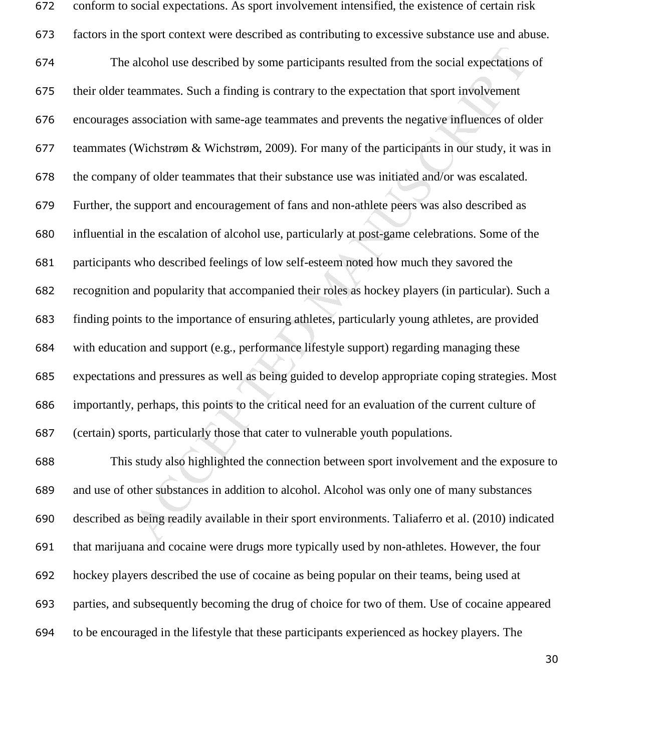conform to social expectations. As sport involvement intensified, the existence of certain risk factors in the sport context were described as contributing to excessive substance use and abuse.

The alcohol use described by some participants resulted from the social expectations of their older teammates. Such a finding is contrary to the expectation that sport involvement encourages association with same-age teammates and prevents the negative influences of older teammates (Wichstrøm & Wichstrøm, 2009). For many of the participants in our study, it was in the company of older teammates that their substance use was initiated and/or was escalated. Further, the support and encouragement of fans and non-athlete peers was also described as influential in the escalation of alcohol use, particularly at post-game celebrations. Some of the participants who described feelings of low self-esteem noted how much they savored the recognition and popularity that accompanied their roles as hockey players (in particular). Such a finding points to the importance of ensuring athletes, particularly young athletes, are provided with education and support (e.g., performance lifestyle support) regarding managing these expectations and pressures as well as being guided to develop appropriate coping strategies. Most importantly, perhaps, this points to the critical need for an evaluation of the current culture of (certain) sports, particularly those that cater to vulnerable youth populations.

This study also highlighted the connection between sport involvement and the exposure to and use of other substances in addition to alcohol. Alcohol was only one of many substances described as being readily available in their sport environments. Taliaferro et al. (2010) indicated that marijuana and cocaine were drugs more typically used by non-athletes. However, the four hockey players described the use of cocaine as being popular on their teams, being used at parties, and subsequently becoming the drug of choice for two of them. Use of cocaine appeared to be encouraged in the lifestyle that these participants experienced as hockey players. The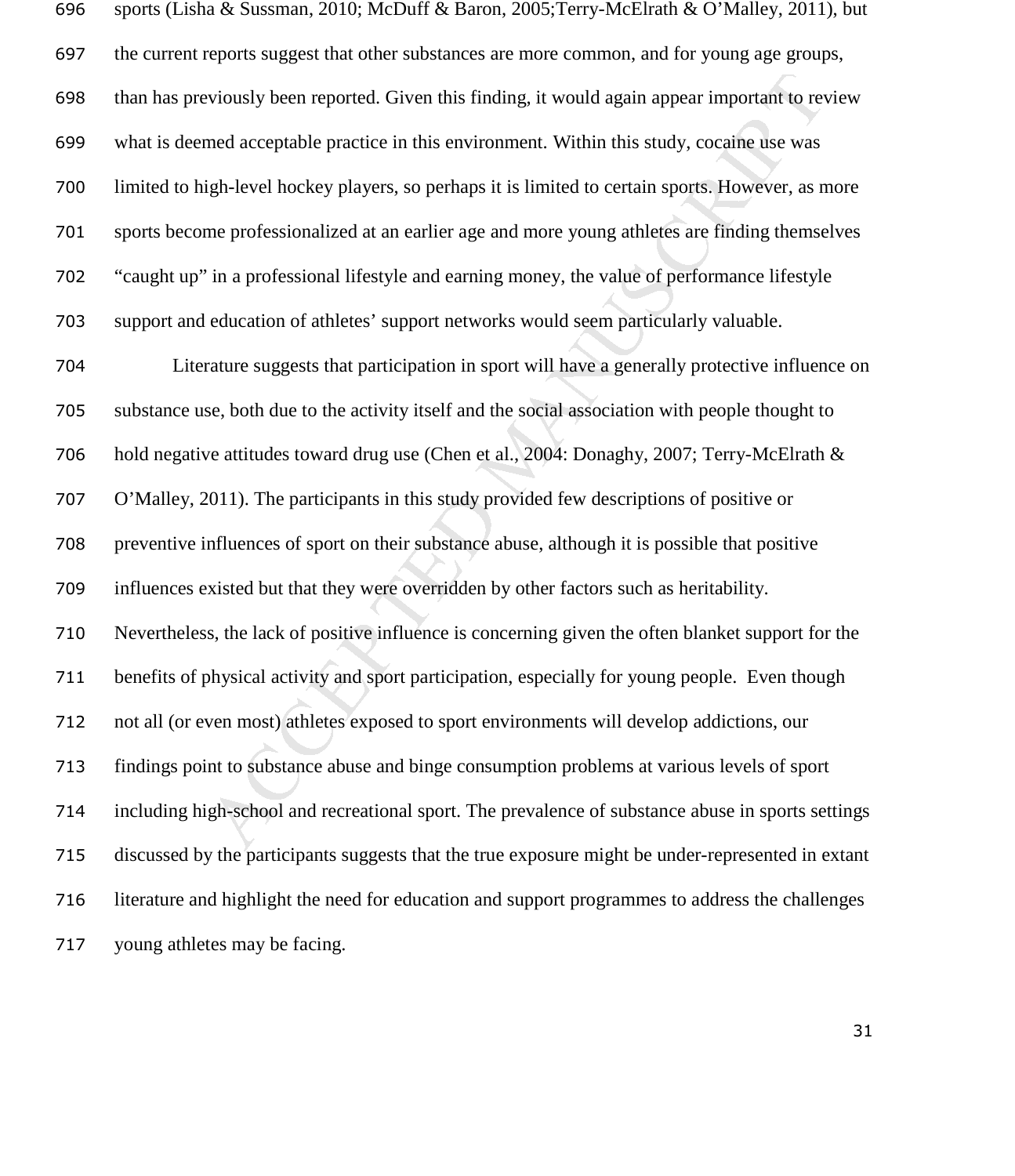sports (Lisha & Sussman, 2010; McDuff & Baron, 2005;Terry-McElrath & O'Malley, 2011), but the current reports suggest that other substances are more common, and for young age groups, than has previously been reported. Given this finding, it would again appear important to review what is deemed acceptable practice in this environment. Within this study, cocaine use was limited to high-level hockey players, so perhaps it is limited to certain sports. However, as more sports become professionalized at an earlier age and more young athletes are finding themselves "caught up" in a professional lifestyle and earning money, the value of performance lifestyle support and education of athletes' support networks would seem particularly valuable.

Literature suggests that participation in sport will have a generally protective influence on substance use, both due to the activity itself and the social association with people thought to hold negative attitudes toward drug use (Chen et al., 2004: Donaghy, 2007; Terry-McElrath & O'Malley, 2011). The participants in this study provided few descriptions of positive or preventive influences of sport on their substance abuse, although it is possible that positive influences existed but that they were overridden by other factors such as heritability. Nevertheless, the lack of positive influence is concerning given the often blanket support for the benefits of physical activity and sport participation, especially for young people. Even though not all (or even most) athletes exposed to sport environments will develop addictions, our findings point to substance abuse and binge consumption problems at various levels of sport including high-school and recreational sport. The prevalence of substance abuse in sports settings discussed by the participants suggests that the true exposure might be under-represented in extant literature and highlight the need for education and support programmes to address the challenges young athletes may be facing.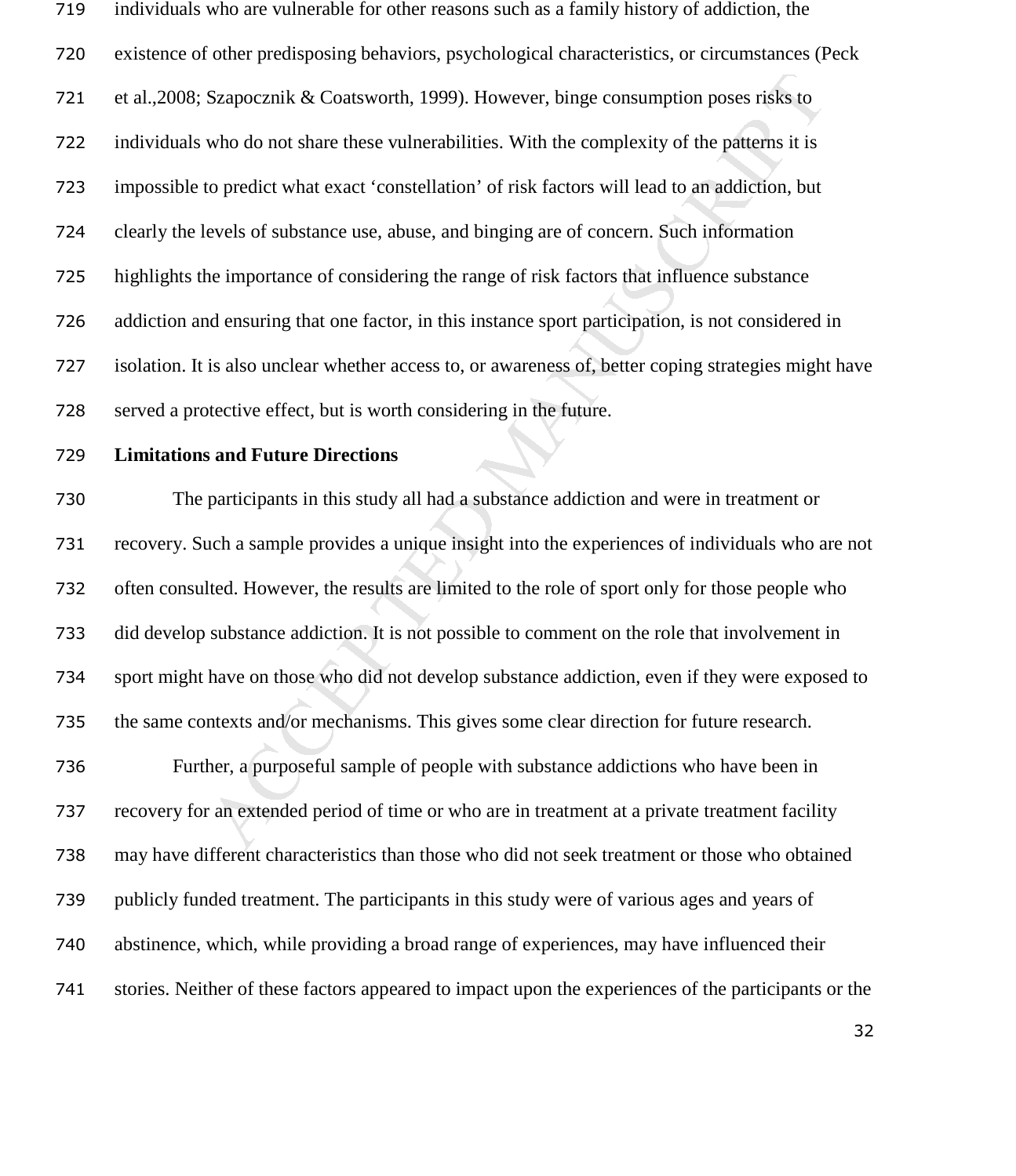individuals who are vulnerable for other reasons such as a family history of addiction, the existence of other predisposing behaviors, psychological characteristics, or circumstances (Peck et al.,2008; Szapocznik & Coatsworth, 1999). However, binge consumption poses risks to individuals who do not share these vulnerabilities. With the complexity of the patterns it is impossible to predict what exact 'constellation' of risk factors will lead to an addiction, but clearly the levels of substance use, abuse, and binging are of concern. Such information highlights the importance of considering the range of risk factors that influence substance addiction and ensuring that one factor, in this instance sport participation, is not considered in isolation. It is also unclear whether access to, or awareness of, better coping strategies might have served a protective effect, but is worth considering in the future.

**Limitations and Future Directions**

The participants in this study all had a substance addiction and were in treatment or recovery. Such a sample provides a unique insight into the experiences of individuals who are not often consulted. However, the results are limited to the role of sport only for those people who did develop substance addiction. It is not possible to comment on the role that involvement in sport might have on those who did not develop substance addiction, even if they were exposed to the same contexts and/or mechanisms. This gives some clear direction for future research.

Further, a purposeful sample of people with substance addictions who have been in recovery for an extended period of time or who are in treatment at a private treatment facility may have different characteristics than those who did not seek treatment or those who obtained publicly funded treatment. The participants in this study were of various ages and years of abstinence, which, while providing a broad range of experiences, may have influenced their stories. Neither of these factors appeared to impact upon the experiences of the participants or the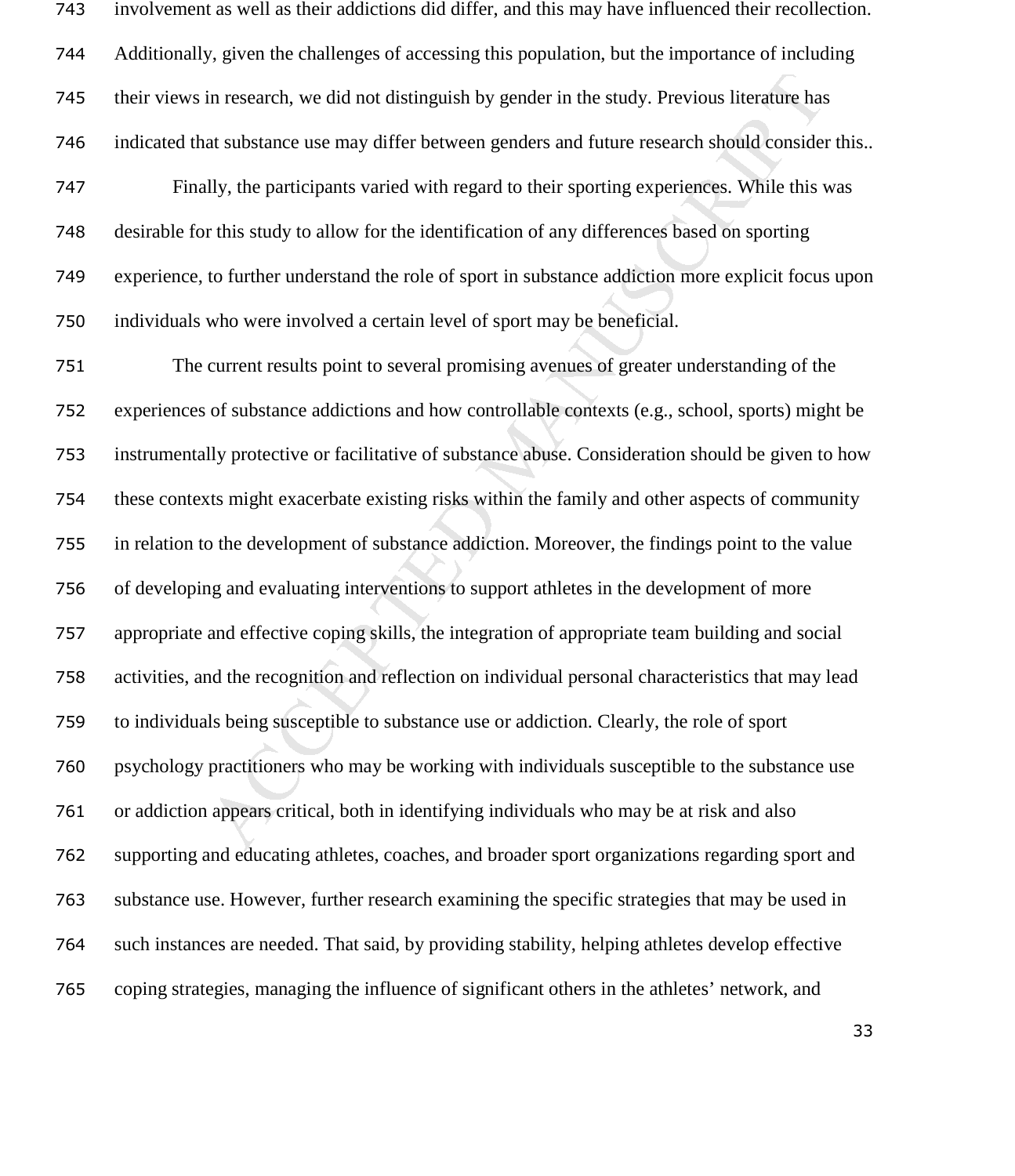involvement as well as their addictions did differ, and this may have influenced their recollection. Additionally, given the challenges of accessing this population, but the importance of including their views in research, we did not distinguish by gender in the study. Previous literature has indicated that substance use may differ between genders and future research should consider this..

Finally, the participants varied with regard to their sporting experiences. While this was desirable for this study to allow for the identification of any differences based on sporting experience, to further understand the role of sport in substance addiction more explicit focus upon individuals who were involved a certain level of sport may be beneficial.

The current results point to several promising avenues of greater understanding of the experiences of substance addictions and how controllable contexts (e.g., school, sports) might be instrumentally protective or facilitative of substance abuse. Consideration should be given to how these contexts might exacerbate existing risks within the family and other aspects of community in relation to the development of substance addiction. Moreover, the findings point to the value of developing and evaluating interventions to support athletes in the development of more appropriate and effective coping skills, the integration of appropriate team building and social activities, and the recognition and reflection on individual personal characteristics that may lead to individuals being susceptible to substance use or addiction. Clearly, the role of sport psychology practitioners who may be working with individuals susceptible to the substance use or addiction appears critical, both in identifying individuals who may be at risk and also supporting and educating athletes, coaches, and broader sport organizations regarding sport and substance use. However, further research examining the specific strategies that may be used in such instances are needed. That said, by providing stability, helping athletes develop effective coping strategies, managing the influence of significant others in the athletes' network, and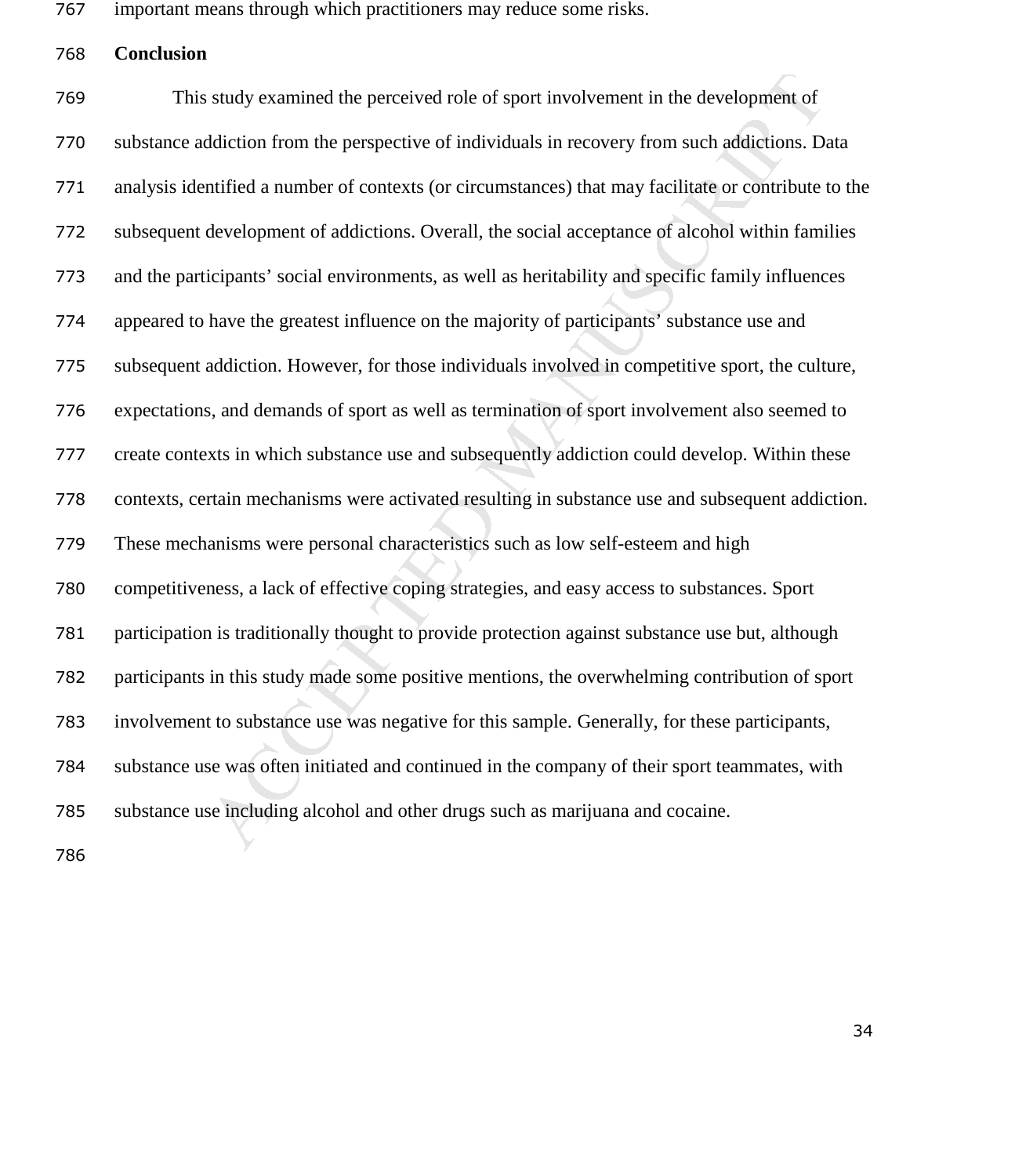important means through which practitioners may reduce some risks.

## Conclusion

This study examined the perceived role of sport involvement in the development of substance addiction from the perspective of individuals in recovery from such addictions. Data analysis identified a number of contexts (or circumstances) that may facilitate or contribute to the subsequent development of addictions. Overall, the social acceptance of alcohol within families and the participants' social environments, as well as heritability and specific family influences appeared to have the greatest influence on the majority of participants' substance use and subsequent addiction. However, for those individuals involved in competitive sport, the culture, expectations, and demands of sport as well as termination of sport involvement also seemed to create contexts in which substance use and subsequently addiction could develop. Within these contexts, certain mechanisms were activated resulting in substance use and subsequent addiction. These mechanisms were personal characteristics such as low self-esteem and high competitiveness, a lack of effective coping strategies, and easy access to substances. Sport participation is traditionally thought to provide protection against substance use but, although participants in this study made some positive mentions, the overwhelming contribution of sport involvement to substance use was negative for this sample. Generally, for these participants, substance use was often initiated and continued in the company of their sport teammates, with substance use including alcohol and other drugs such as marijuana and cocaine.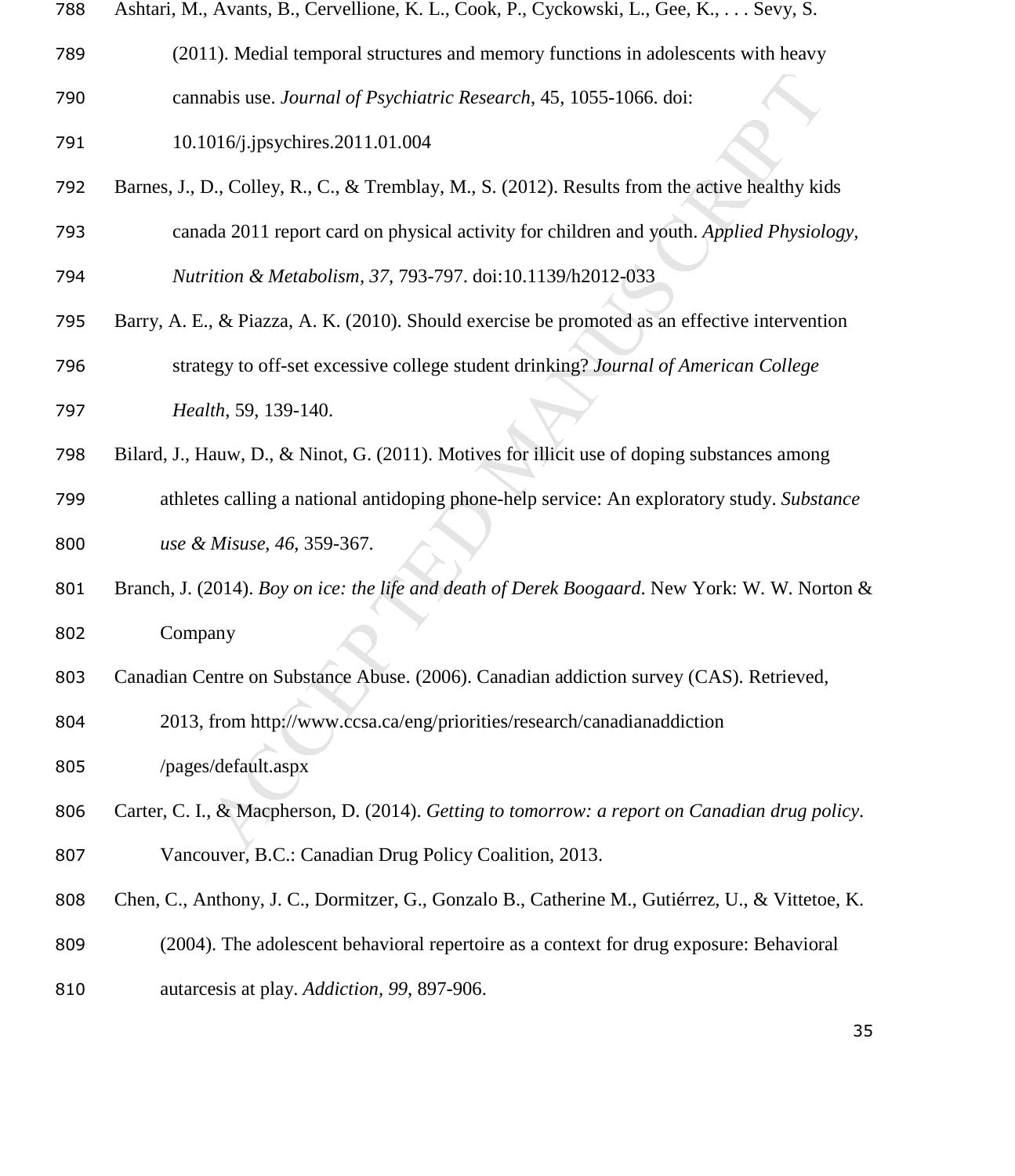Ashtari, M., Avants, B., Cervellione, K. L., Cook, P., Cyckowski, L., Gee, K., . . . Sevy, S. (2011). Medial temporal structures and memory functions in adolescents with heavy cannabis use. *Journal of Psychiatric Research*, 45, 1055-1066. doi: 10.1016/j.jpsychires.2011.01.004

Barnes, J., D., Colley, R., C., & Tremblay, M., S. (2012). Results from the active healthy kids canada 2011 report card on physical activity for children and youth. *Applied Physiology, Nutrition & Metabolism, 37*, 793-797. doi:10.1139/h2012-033

Barry, A. E., & Piazza, A. K. (2010). Should exercise be promoted as an effective intervention strategy to off-set excessive college student drinking? *Journal of American College Health*, 59, 139-140.

Bilard, J., Hauw, D., & Ninot, G. (2011). Motives for illicit use of doping substances among athletes calling a national antidoping phone-help service: An exploratory study. *Substance use & Misuse, 46*, 359-367.

Branch, J. (2014). *Boy on ice: the life and death of Derek Boogaard*. New York: W. W. Norton & Company

Canadian Centre on Substance Abuse. (2006). Canadian addiction survey (CAS). Retrieved, 2013, from http://www.ccsa.ca/eng/priorities/research/canadianaddiction /pages/default.aspx

Carter, C. I., & Macpherson, D. (2014). *Getting to tomorrow: a report on Canadian drug policy*. Vancouver, B.C.: Canadian Drug Policy Coalition, 2013.

Chen, C., Anthony, J. C., Dormitzer, G., Gonzalo B., Catherine M., Gutiérrez, U., & Vittetoe, K. (2004). The adolescent behavioral repertoire as a context for drug exposure: Behavioral autarcesis at play. *Addiction, 99*, 897-906.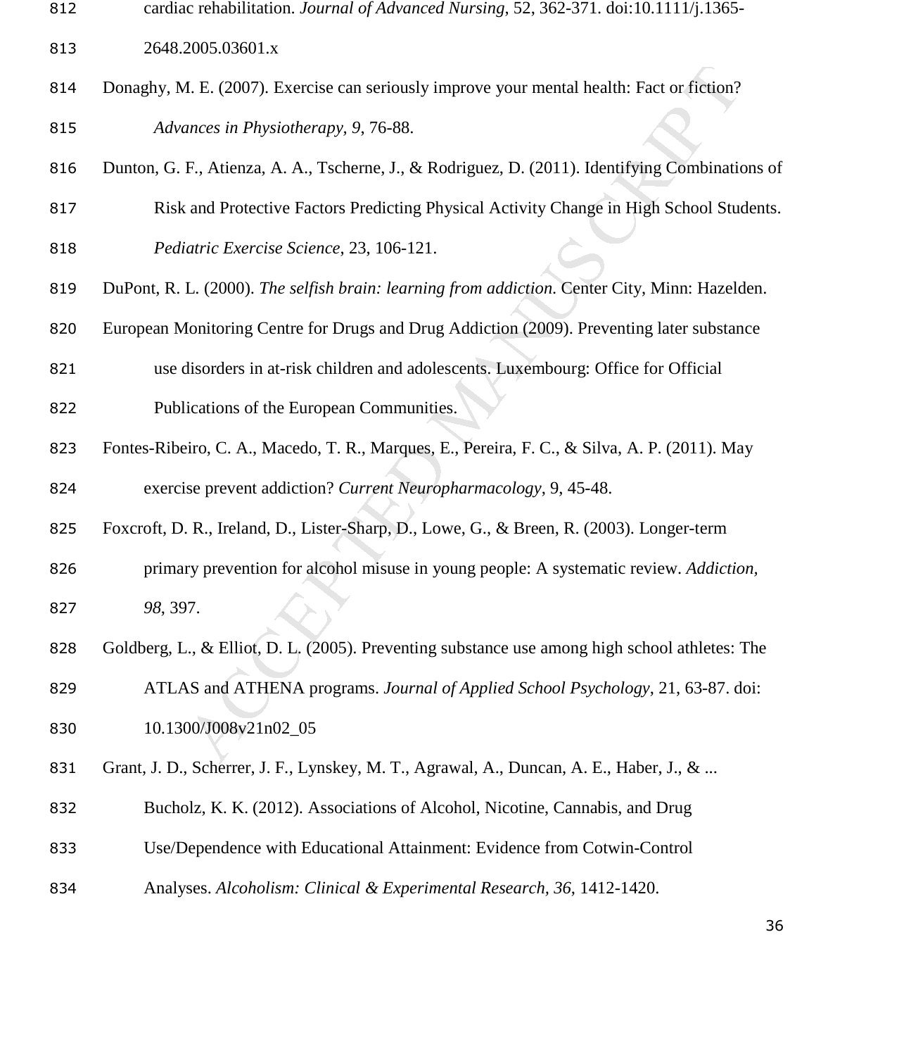cardiac rehabilitation. *Journal of Advanced Nursing*, 52, 362-371. doi:10.1111/j.1365-2648.2005.03601.x

Donaghy, M. E. (2007). Exercise can seriously improve your mental health: Fact or fiction? *Advances in Physiotherapy, 9*, 76-88.

Dunton, G. F., Atienza, A. A., Tscherne, J., & Rodriguez, D. (2011). Identifying Combinations of Risk and Protective Factors Predicting Physical Activity Change in High School Students. *Pediatric Exercise Science*, 23, 106-121.

DuPont, R. L. (2000). *The selfish brain: learning from addiction.* Center City, Minn: Hazelden.

European Monitoring Centre for Drugs and Drug Addiction (2009). Preventing later substance use disorders in at-risk children and adolescents. Luxembourg: Office for Official Publications of the European Communities.

Fontes-Ribeiro, C. A., Macedo, T. R., Marques, E., Pereira, F. C., & Silva, A. P. (2011). May exercise prevent addiction? *Current Neuropharmacology*, 9, 45-48.

Foxcroft, D. R., Ireland, D., Lister-Sharp, D., Lowe, G., & Breen, R. (2003). Longer-term primary prevention for alcohol misuse in young people: A systematic review. *Addiction, 98*, 397.

Goldberg, L., & Elliot, D. L. (2005). Preventing substance use among high school athletes: The ATLAS and ATHENA programs. *Journal of Applied School Psychology*, 21, 63-87. doi: 10.1300/J008v21n02_05

Grant, J. D., Scherrer, J. F., Lynskey, M. T., Agrawal, A., Duncan, A. E., Haber, J., & ... Bucholz, K. K. (2012). Associations of Alcohol, Nicotine, Cannabis, and Drug Use/Dependence with Educational Attainment: Evidence from Cotwin-Control Analyses. *Alcoholism: Clinical & Experimental Research, 36*, 1412-1420.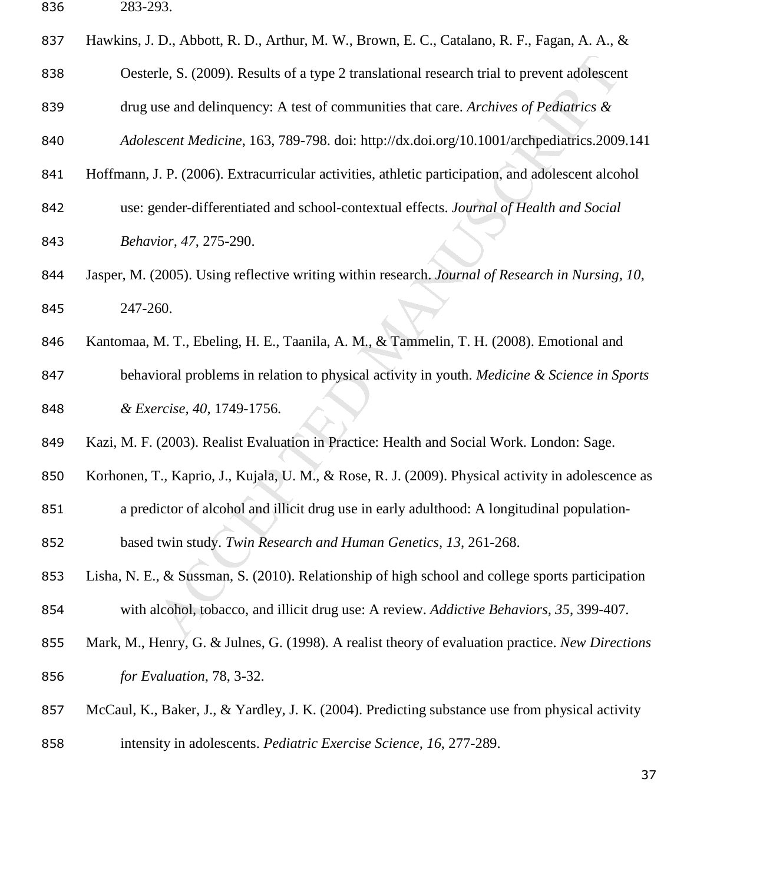283-293.

Hawkins, J. D., Abbott, R. D., Arthur, M. W., Brown, E. C., Catalano, R. F., Fagan, A. A., & Oesterle, S. (2009). Results of a type 2 translational research trial to prevent adolescent drug use and delinquency: A test of communities that care. *Archives of Pediatrics & Adolescent Medicine*, 163, 789-798. doi: http://dx.doi.org/10.1001/archpediatrics.2009.141

Hoffmann, J. P. (2006). Extracurricular activities, athletic participation, and adolescent alcohol use: gender-differentiated and school-contextual effects. *Journal of Health and Social Behavior*, *47*, 275-290.

Jasper, M. (2005). Using reflective writing within research. *Journal of Research in Nursing*, *10*, 247-260.

Kantomaa, M. T., Ebeling, H. E., Taanila, A. M., & Tammelin, T. H. (2008). Emotional and behavioral problems in relation to physical activity in youth. *Medicine & Science in Sports & Exercise*, *40*, 1749-1756.

Kazi, M. F. (2003). Realist Evaluation in Practice: Health and Social Work. London: Sage.

Korhonen, T., Kaprio, J., Kujala, U. M., & Rose, R. J. (2009). Physical activity in adolescence as a predictor of alcohol and illicit drug use in early adulthood: A longitudinal population-based twin study. *Twin Research and Human Genetics*, *13*, 261-268.

Lisha, N. E., & Sussman, S. (2010). Relationship of high school and college sports participation with alcohol, tobacco, and illicit drug use: A review. *Addictive Behaviors*, *35*, 399-407.

Mark, M., Henry, G. & Julnes, G. (1998). A realist theory of evaluation practice. *New Directions for Evaluation*, 78, 3-32.

McCaul, K., Baker, J., & Yardley, J. K. (2004). Predicting substance use from physical activity intensity in adolescents. *Pediatric Exercise Science*, *16*, 277-289.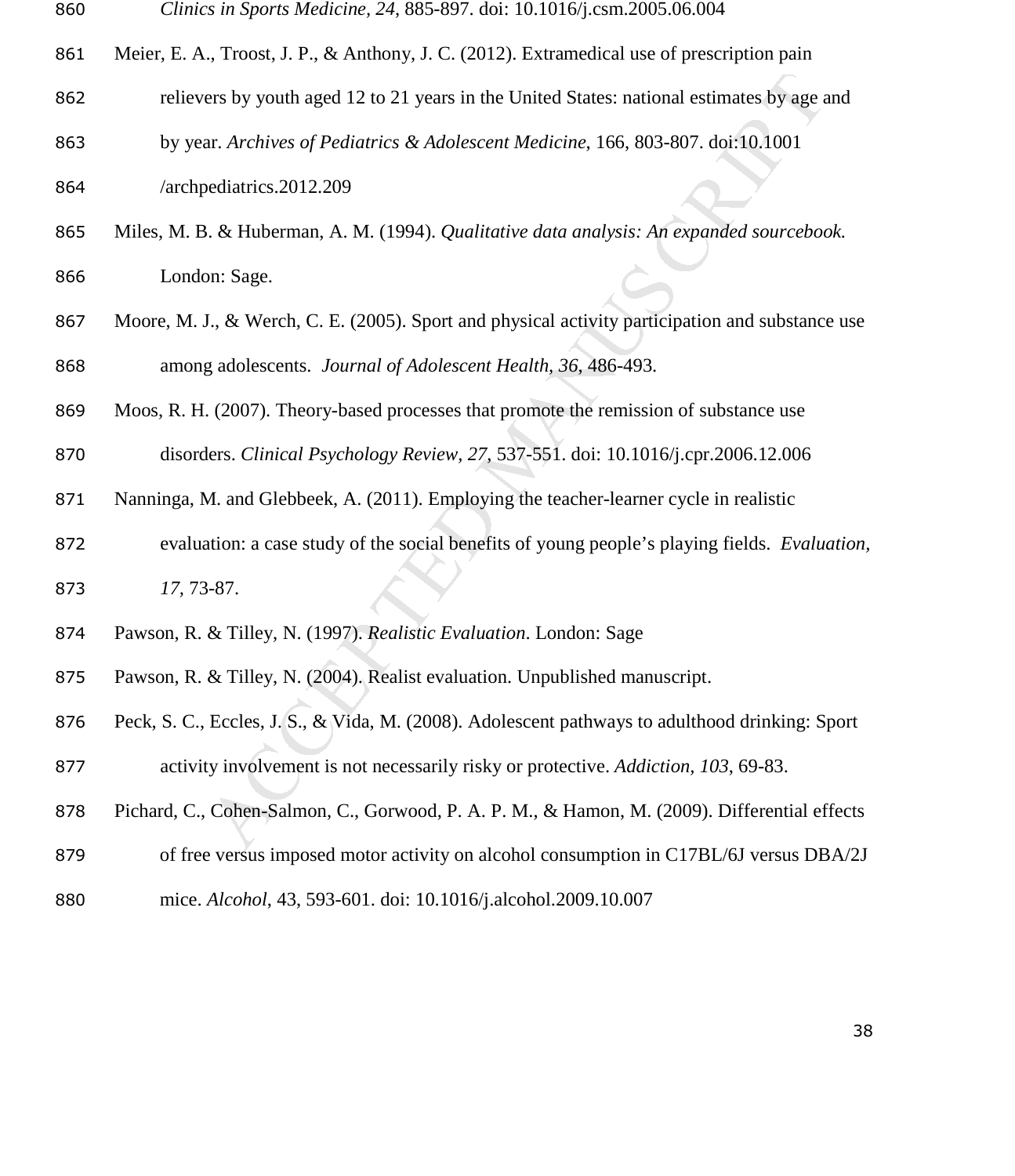*Clinics in Sports Medicine, 24*, 885-897. doi: 10.1016/j.csm.2005.06.004

Meier, E. A., Troost, J. P., & Anthony, J. C. (2012). Extramedical use of prescription pain relievers by youth aged 12 to 21 years in the United States: national estimates by age and by year. *Archives of Pediatrics & Adolescent Medicine*, 166, 803-807. doi:10.1001/archpediatrics.2012.209

Miles, M. B. & Huberman, A. M. (1994). *Qualitative data analysis: An expanded sourcebook.* London: Sage.

Moore, M. J., & Werch, C. E. (2005). Sport and physical activity participation and substance use among adolescents. *Journal of Adolescent Health*, *36*, 486-493.

Moos, R. H. (2007). Theory-based processes that promote the remission of substance use disorders. *Clinical Psychology Review*, *27*, 537-551. doi: 10.1016/j.cpr.2006.12.006

Nanninga, M. and Glebbeek, A. (2011). Employing the teacher-learner cycle in realistic evaluation: a case study of the social benefits of young people's playing fields. *Evaluation, 17,* 73-87.

Pawson, R. & Tilley, N. (1997). *Realistic Evaluation*. London: Sage

Pawson, R. & Tilley, N. (2004). Realist evaluation. Unpublished manuscript.

Peck, S. C., Eccles, J. S., & Vida, M. (2008). Adolescent pathways to adulthood drinking: Sport activity involvement is not necessarily risky or protective. *Addiction*, *103*, 69-83.

Pichard, C., Cohen-Salmon, C., Gorwood, P. A. P. M., & Hamon, M. (2009). Differential effects of free versus imposed motor activity on alcohol consumption in C17BL/6J versus DBA/2J mice. *Alcohol*, 43, 593-601. doi: 10.1016/j.alcohol.2009.10.007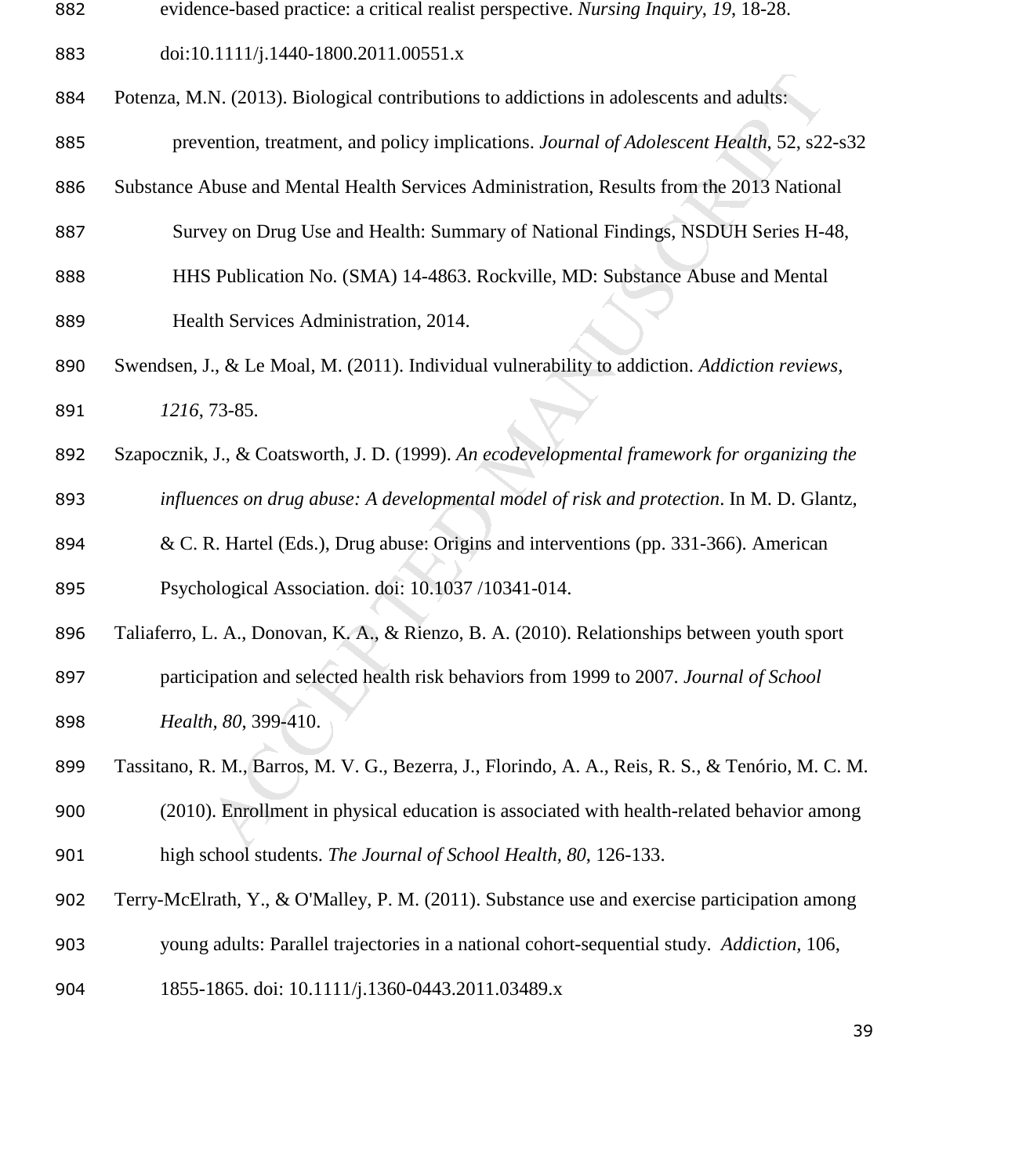evidence-based practice: a critical realist perspective. *Nursing Inquiry*, *19*, 18-28. doi:10.1111/j.1440-1800.2011.00551.x

Potenza, M.N. (2013). Biological contributions to addictions in adolescents and adults: prevention, treatment, and policy implications. *Journal of Adolescent Health*, 52, s22-s32

Substance Abuse and Mental Health Services Administration, Results from the 2013 National Survey on Drug Use and Health: Summary of National Findings, NSDUH Series H-48, HHS Publication No. (SMA) 14-4863. Rockville, MD: Substance Abuse and Mental Health Services Administration, 2014.

Swendsen, J., & Le Moal, M. (2011). Individual vulnerability to addiction. *Addiction reviews*, *1216*, 73-85.

Szapocznik, J., & Coatsworth, J. D. (1999). *An ecodevelopmental framework for organizing the influences on drug abuse: A developmental model of risk and protection*. In M. D. Glantz, & C. R. Hartel (Eds.), Drug abuse: Origins and interventions (pp. 331-366). American Psychological Association. doi: 10.1037 /10341-014.

Taliaferro, L. A., Donovan, K. A., & Rienzo, B. A. (2010). Relationships between youth sport participation and selected health risk behaviors from 1999 to 2007. *Journal of School Health*, *80*, 399-410.

Tassitano, R. M., Barros, M. V. G., Bezerra, J., Florindo, A. A., Reis, R. S., & Tenório, M. C. M. (2010). Enrollment in physical education is associated with health-related behavior among high school students. *The Journal of School Health, 80*, 126-133.

Terry-McElrath, Y., & O'Malley, P. M. (2011). Substance use and exercise participation among young adults: Parallel trajectories in a national cohort-sequential study. *Addiction*, 106, 1855-1865. doi: 10.1111/j.1360-0443.2011.03489.x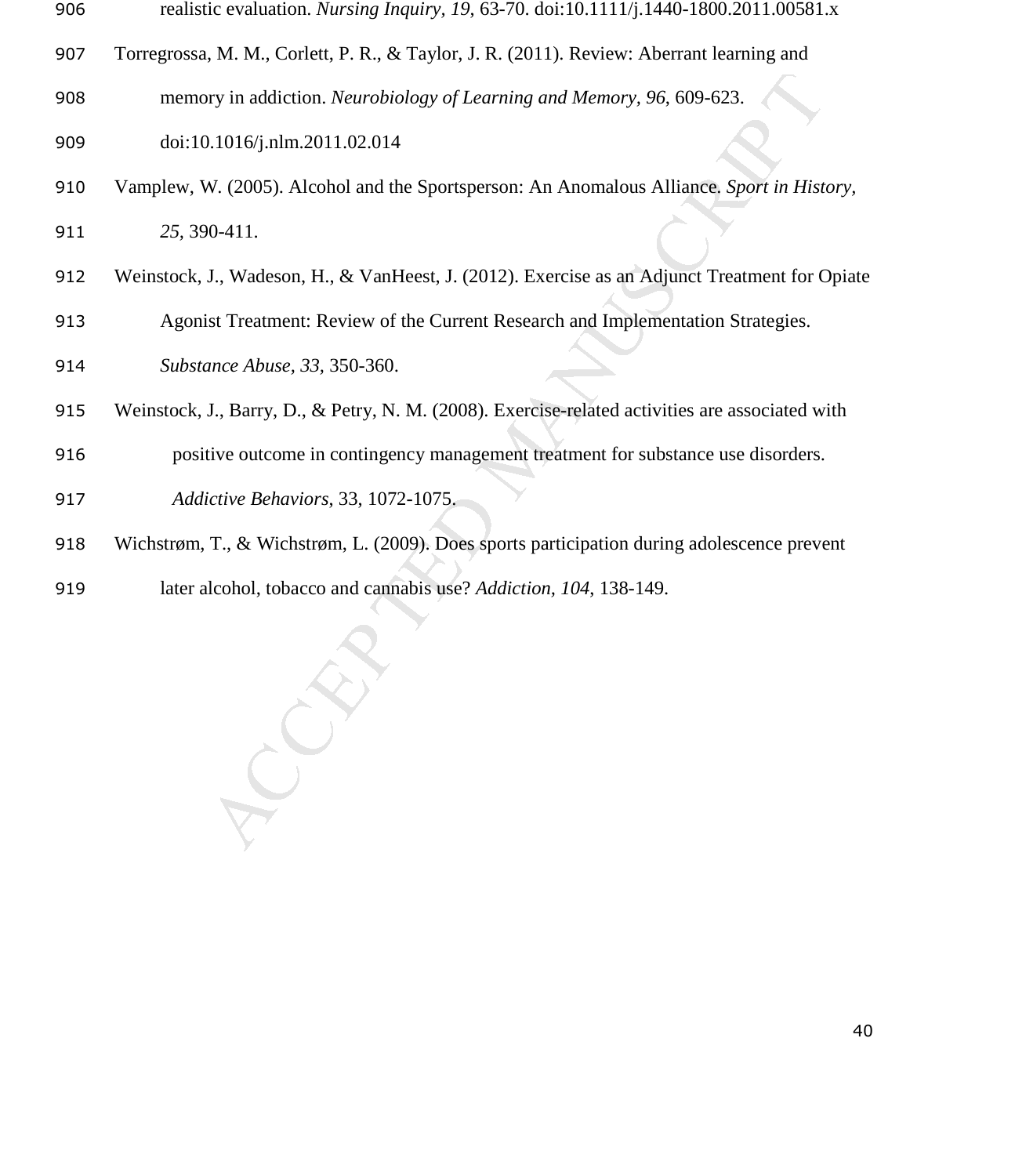realistic evaluation. *Nursing Inquiry, 19*, 63-70. doi:10.1111/j.1440-1800.2011.00581.x

Torregrossa, M. M., Corlett, P. R., & Taylor, J. R. (2011). Review: Aberrant learning and memory in addiction. *Neurobiology of Learning and Memory, 96*, 609-623. doi:10.1016/j.nlm.2011.02.014

Vamplew, W. (2005). Alcohol and the Sportsperson: An Anomalous Alliance. *Sport in History, 25*, 390-411.

Weinstock, J., Wadeson, H., & VanHeest, J. (2012). Exercise as an Adjunct Treatment for Opiate Agonist Treatment: Review of the Current Research and Implementation Strategies. *Substance Abuse, 33*, 350-360.

Weinstock, J., Barry, D., & Petry, N. M. (2008). Exercise-related activities are associated with positive outcome in contingency management treatment for substance use disorders. *Addictive Behaviors*, 33, 1072-1075.

Wichstrøm, T., & Wichstrøm, L. (2009). Does sports participation during adolescence prevent later alcohol, tobacco and cannabis use? *Addiction, 104*, 138-149.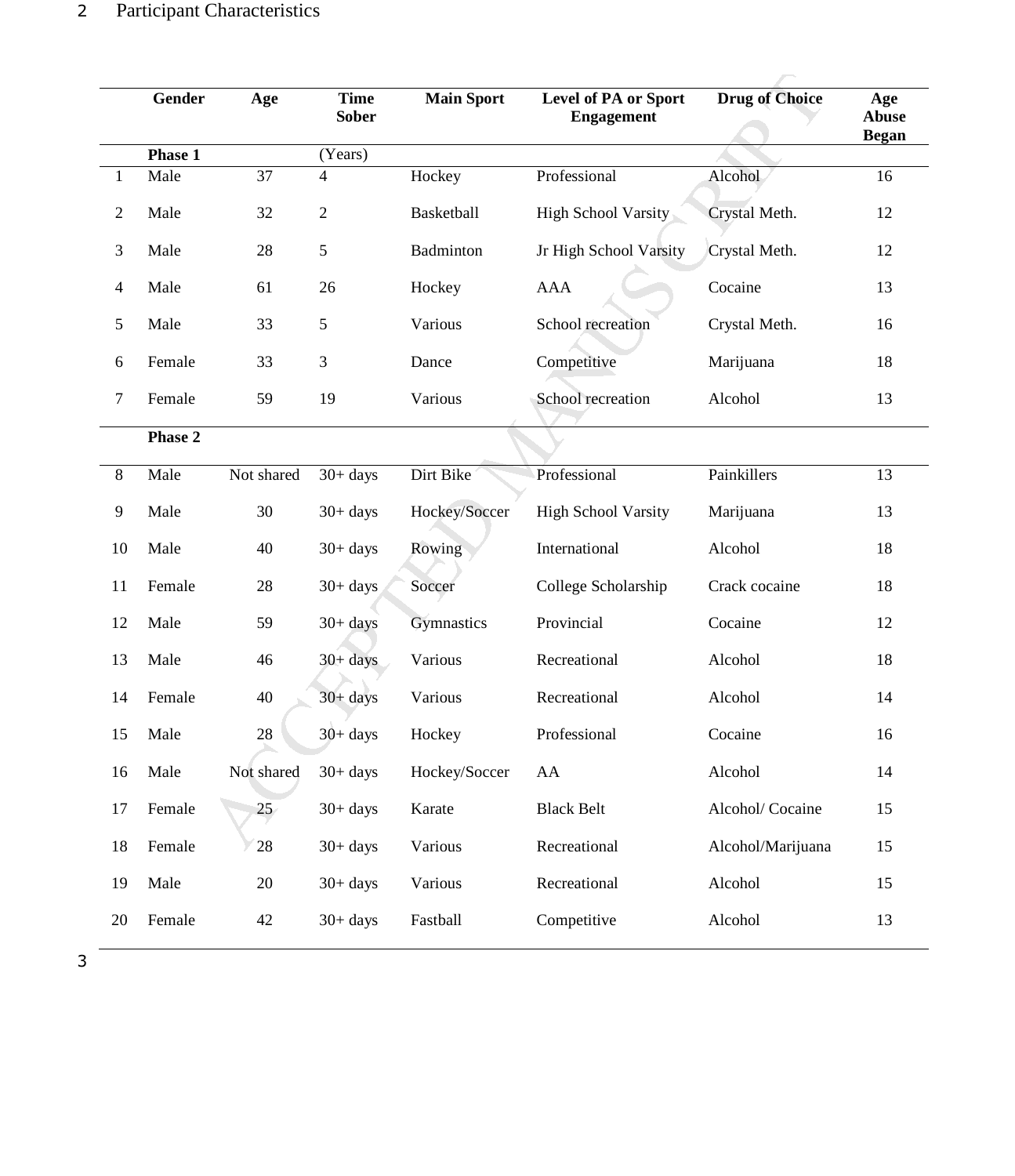Participant Characteristics

| | Gender | Age | Time Sober | Main Sport | Level of PA or Sport Engagement | Drug of Choice | Age Abuse Began |
|---|---|---|---|---|---|---|---|
| | **Phase 1** | | (Years) | | | | |
| 1 | Male | 37 | 4 | Hockey | Professional | Alcohol | 16 |
| 2 | Male | 32 | 2 | Basketball | High School Varsity | Crystal Meth. | 12 |
| 3 | Male | 28 | 5 | Badminton | Jr High School Varsity | Crystal Meth. | 12 |
| 4 | Male | 61 | 26 | Hockey | AAA | Cocaine | 13 |
| 5 | Male | 33 | 5 | Various | School recreation | Crystal Meth. | 16 |
| 6 | Female | 33 | 3 | Dance | Competitive | Marijuana | 18 |
| 7 | Female | 59 | 19 | Various | School recreation | Alcohol | 13 |
| | **Phase 2** | | | | | | |
| 8 | Male | Not shared | 30+ days | Dirt Bike | Professional | Painkillers | 13 |
| 9 | Male | 30 | 30+ days | Hockey/Soccer | High School Varsity | Marijuana | 13 |
| 10 | Male | 40 | 30+ days | Rowing | International | Alcohol | 18 |
| 11 | Female | 28 | 30+ days | Soccer | College Scholarship | Crack cocaine | 18 |
| 12 | Male | 59 | 30+ days | Gymnastics | Provincial | Cocaine | 12 |
| 13 | Male | 46 | 30+ days | Various | Recreational | Alcohol | 18 |
| 14 | Female | 40 | 30+ days | Various | Recreational | Alcohol | 14 |
| 15 | Male | 28 | 30+ days | Hockey | Professional | Cocaine | 16 |
| 16 | Male | Not shared | 30+ days | Hockey/Soccer | AA | Alcohol | 14 |
| 17 | Female | 25 | 30+ days | Karate | Black Belt | Alcohol/ Cocaine | 15 |
| 18 | Female | 28 | 30+ days | Various | Recreational | Alcohol/Marijuana | 15 |
| 19 | Male | 20 | 30+ days | Various | Recreational | Alcohol | 15 |
| 20 | Female | 42 | 30+ days | Fastball | Competitive | Alcohol | 13 |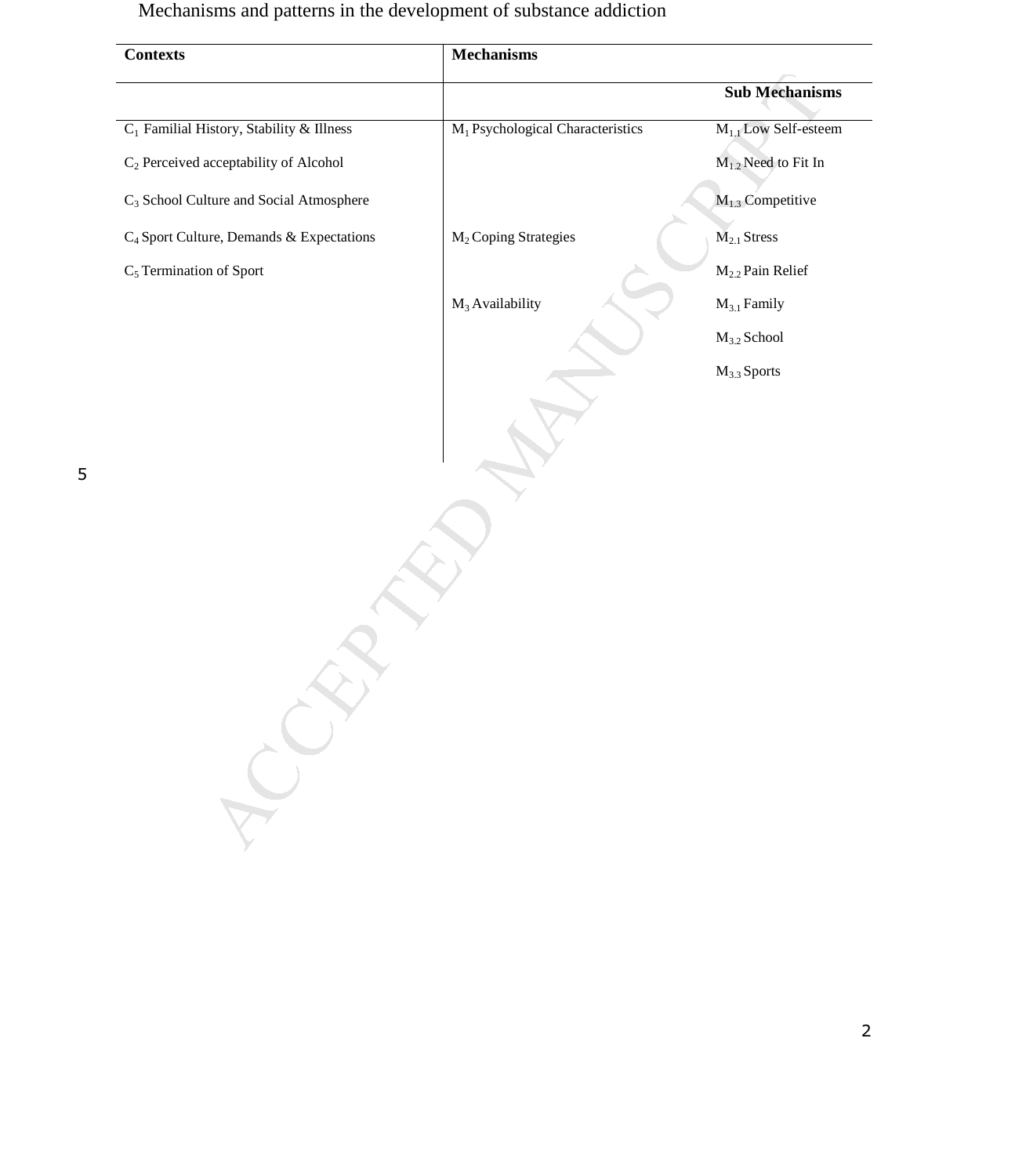Mechanisms and patterns in the development of substance addiction

| Contexts | Mechanisms | Sub Mechanisms |
|---|---|---|
| $C_1$ Familial History, Stability & Illness | $M_1$ Psychological Characteristics | $M_{1.1}$ Low Self-esteem |
| $C_2$ Perceived acceptability of Alcohol | | $M_{1.2}$ Need to Fit In |
| $C_3$ School Culture and Social Atmosphere | | $M_{1.3}$ Competitive |
| $C_4$ Sport Culture, Demands & Expectations | $M_2$ Coping Strategies | $M_{2.1}$ Stress |
| $C_5$ Termination of Sport | | $M_{2.2}$ Pain Relief |
| | $M_3$ Availability | $M_{3.1}$ Family |
| | | $M_{3.2}$ School |
| | | $M_{3.3}$ Sports |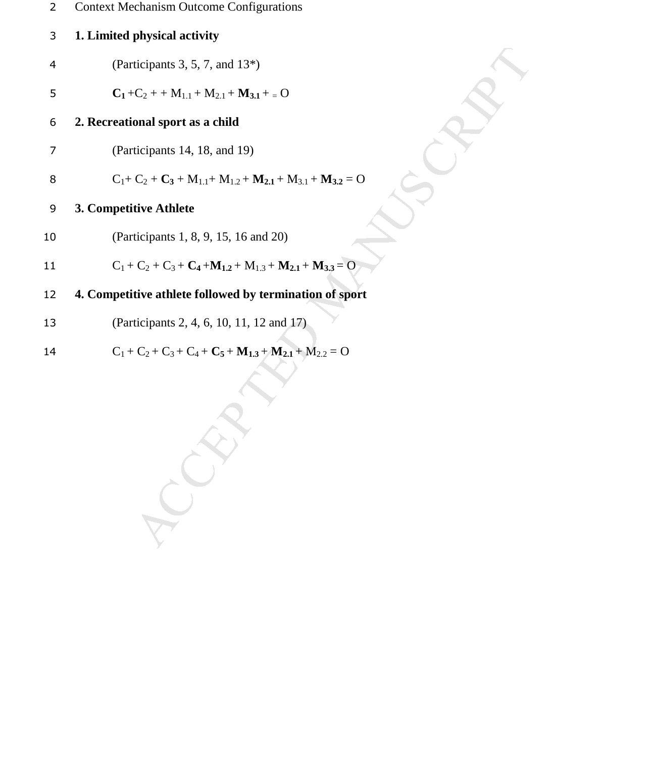Context Mechanism Outcome Configurations

**1. Limited physical activity**

(Participants 3, 5, 7, and 13*)

$\mathbf{C_1} + C_2 + + M_{1.1} + M_{2.1} + \mathbf{M_{3.1}} + = O$

**2. Recreational sport as a child**

(Participants 14, 18, and 19)

$C_1 + C_2 + \mathbf{C_3} + M_{1.1} + M_{1.2} + \mathbf{M_{2.1}} + M_{3.1} + \mathbf{M_{3.2}} = O$

**3. Competitive Athlete**

(Participants 1, 8, 9, 15, 16 and 20)

$C_1 + C_2 + C_3 + \mathbf{C_4} + \mathbf{M_{1.2}} + M_{1.3} + \mathbf{M_{2.1}} + \mathbf{M_{3.3}} = O$

**4. Competitive athlete followed by termination of sport**

(Participants 2, 4, 6, 10, 11, 12 and 17)

$C_1 + C_2 + C_3 + C_4 + \mathbf{C_5} + \mathbf{M_{1.3}} + \mathbf{M_{2.1}} + M_{2.2} = O$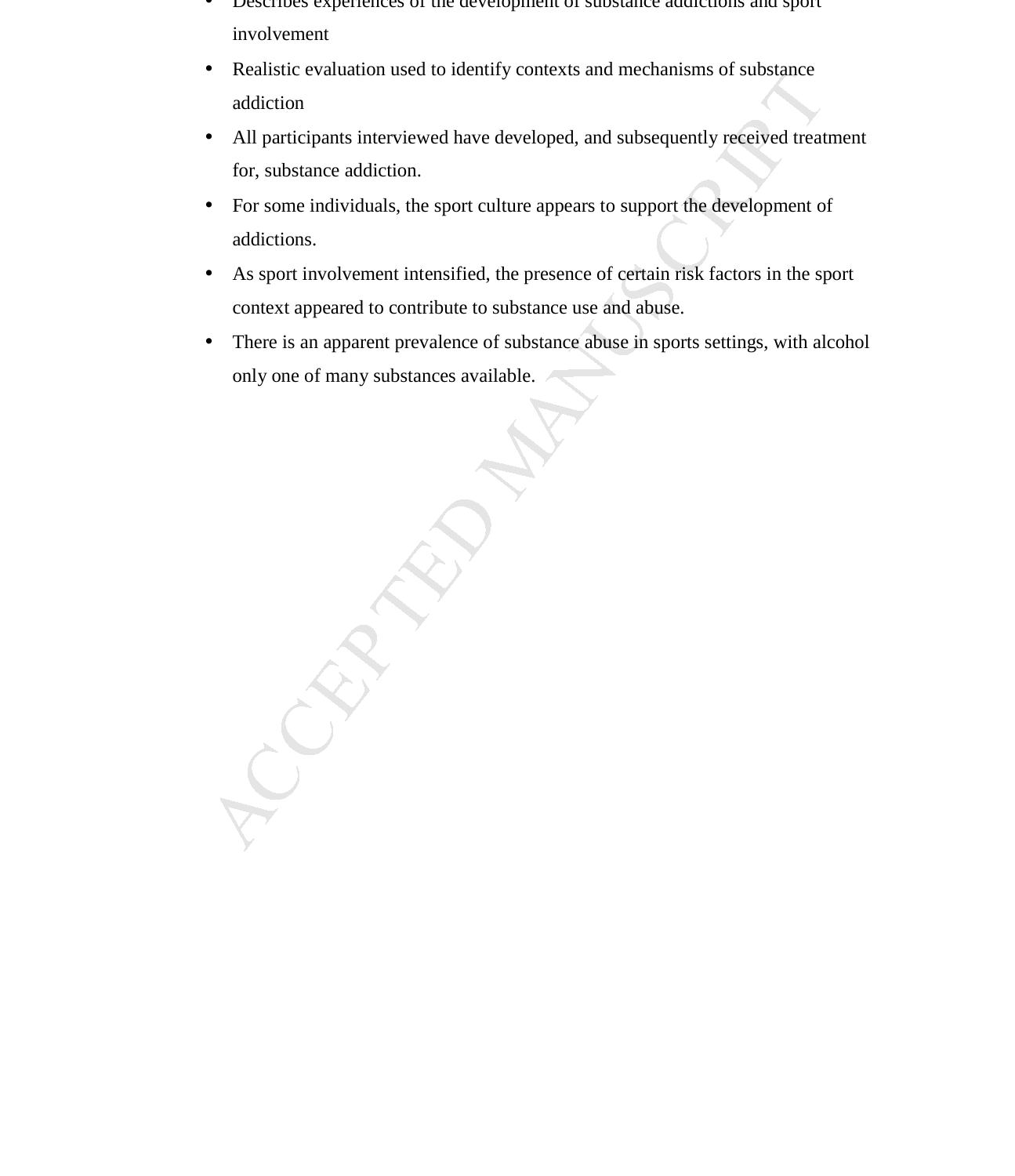- Describes experiences of the development of substance addictions and sport involvement
- Realistic evaluation used to identify contexts and mechanisms of substance addiction
- All participants interviewed have developed, and subsequently received treatment for, substance addiction.
- For some individuals, the sport culture appears to support the development of addictions.
- As sport involvement intensified, the presence of certain risk factors in the sport context appeared to contribute to substance use and abuse.
- There is an apparent prevalence of substance abuse in sports settings, with alcohol only one of many substances available.